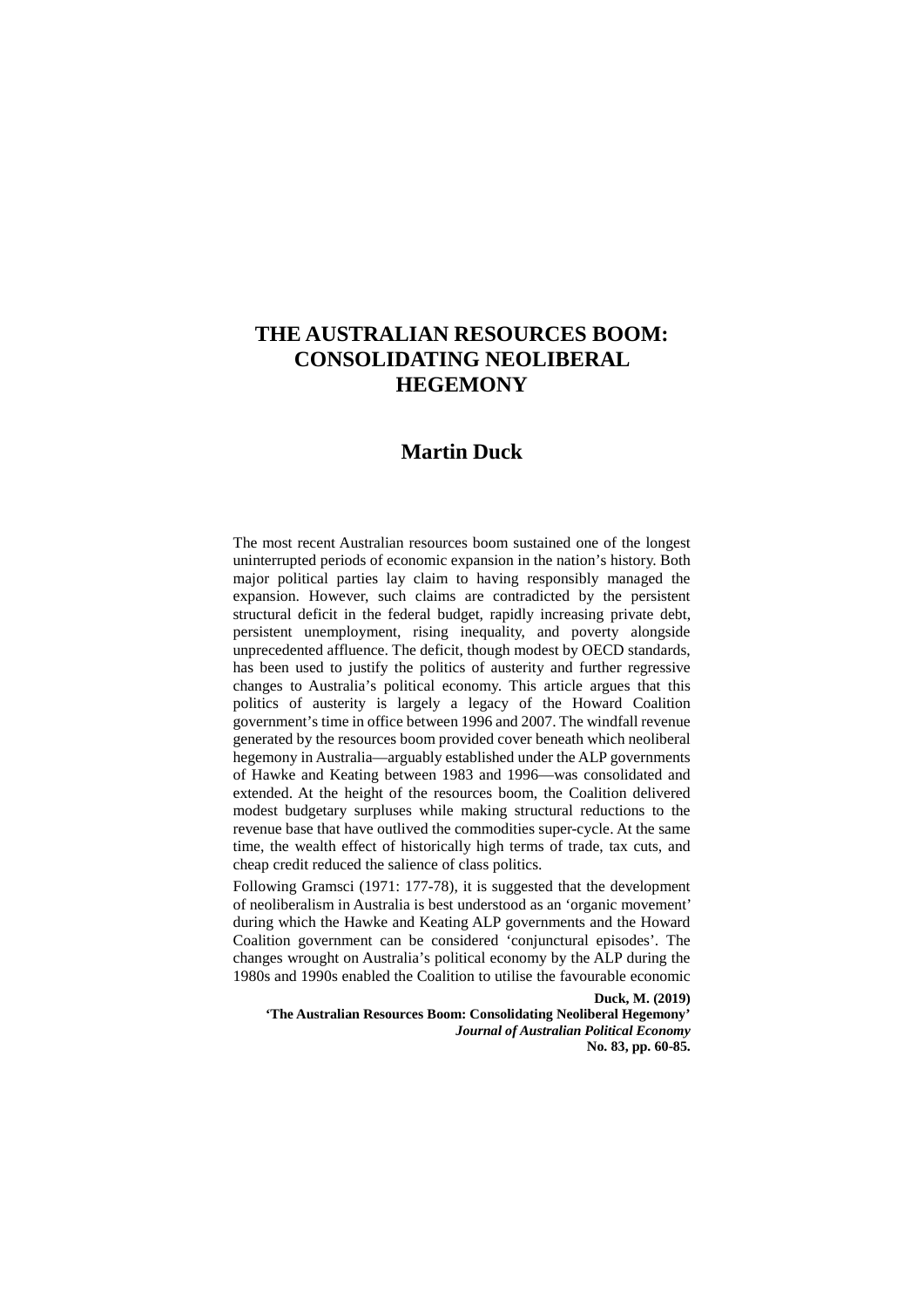# THE AUSTRALIAN RESOURCES BOOM: CONSOLIDATING NEOLIBERAL HEGEMONY

## Martin Duck

The most recent Australian resources boom sustained one of the longest uninterrupted periods of economic expansion in the nation's history. Both major political parties lay claim to having responsibly managed the expansion. However, such claims are contradicted by the persistent structural deficit in the federal budget, rapidly increasing private debt, persistent unemployment, rising inequality, and poverty alongside unprecedented affluence. The deficit, though modest by OECD standards, has been used to justify the politics of austerity and further regressive changes to Australia's political economy. This article argues that this politics of austerity is largely a legacy of the Howard Coalition government's time in office between 1996 and 2007. The windfall revenue generated by the resources boom provided cover beneath which neoliberal hegemony in Australia—arguably established under the ALP governments of Hawke and Keating between 1983 and 1996—was consolidated and extended. At the height of the resources boom, the Coalition delivered modest budgetary surpluses while making structural reductions to the revenue base that have outlived the commodities super-cycle. At the same time, the wealth effect of historically high terms of trade, tax cuts, and cheap credit reduced the salience of class politics.

Following Gramsci (1971: 177-78), it is suggested that the development of neoliberalism in Australia is best understood as an 'organic movement' during which the Hawke and Keating ALP governments and the Howard Coalition government can be considered 'conjunctural episodes'. The changes wrought on Australia's political economy by the ALP during the 1980s and 1990s enabled the Coalition to utilise the favourable economic

**Duck, M. (2019)**
**'The Australian Resources Boom: Consolidating Neoliberal Hegemony'**
***Journal of Australian Political Economy***
**No. 83, pp. 60-85.**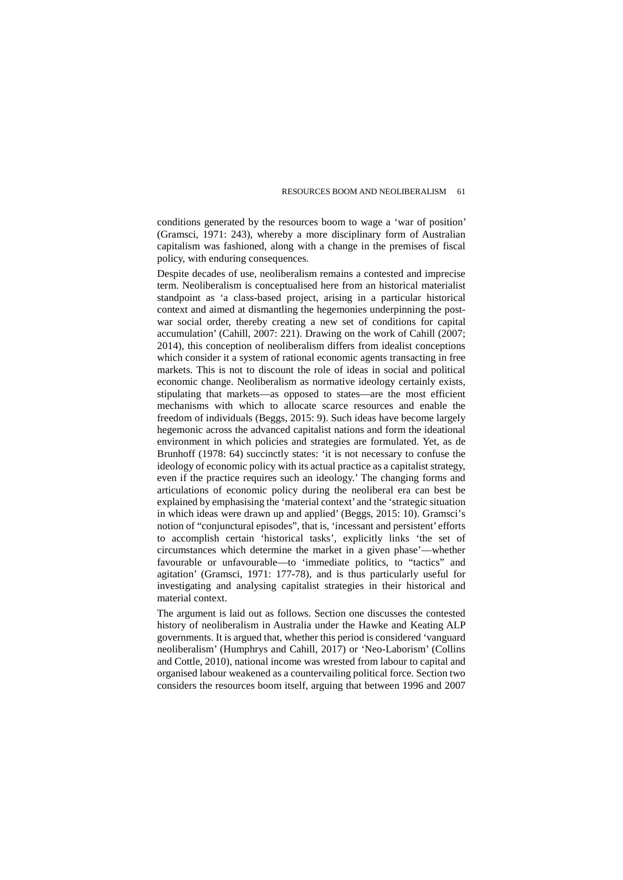conditions generated by the resources boom to wage a 'war of position' (Gramsci, 1971: 243), whereby a more disciplinary form of Australian capitalism was fashioned, along with a change in the premises of fiscal policy, with enduring consequences.

Despite decades of use, neoliberalism remains a contested and imprecise term. Neoliberalism is conceptualised here from an historical materialist standpoint as 'a class-based project, arising in a particular historical context and aimed at dismantling the hegemonies underpinning the post-war social order, thereby creating a new set of conditions for capital accumulation' (Cahill, 2007: 221). Drawing on the work of Cahill (2007; 2014), this conception of neoliberalism differs from idealist conceptions which consider it a system of rational economic agents transacting in free markets. This is not to discount the role of ideas in social and political economic change. Neoliberalism as normative ideology certainly exists, stipulating that markets—as opposed to states—are the most efficient mechanisms with which to allocate scarce resources and enable the freedom of individuals (Beggs, 2015: 9). Such ideas have become largely hegemonic across the advanced capitalist nations and form the ideational environment in which policies and strategies are formulated. Yet, as de Brunhoff (1978: 64) succinctly states: 'it is not necessary to confuse the ideology of economic policy with its actual practice as a capitalist strategy, even if the practice requires such an ideology.' The changing forms and articulations of economic policy during the neoliberal era can best be explained by emphasising the 'material context' and the 'strategic situation in which ideas were drawn up and applied' (Beggs, 2015: 10). Gramsci's notion of "conjunctural episodes", that is, 'incessant and persistent' efforts to accomplish certain 'historical tasks', explicitly links 'the set of circumstances which determine the market in a given phase'—whether favourable or unfavourable—to 'immediate politics, to "tactics" and agitation' (Gramsci, 1971: 177-78), and is thus particularly useful for investigating and analysing capitalist strategies in their historical and material context.

The argument is laid out as follows. Section one discusses the contested history of neoliberalism in Australia under the Hawke and Keating ALP governments. It is argued that, whether this period is considered 'vanguard neoliberalism' (Humphrys and Cahill, 2017) or 'Neo-Laborism' (Collins and Cottle, 2010), national income was wrested from labour to capital and organised labour weakened as a countervailing political force. Section two considers the resources boom itself, arguing that between 1996 and 2007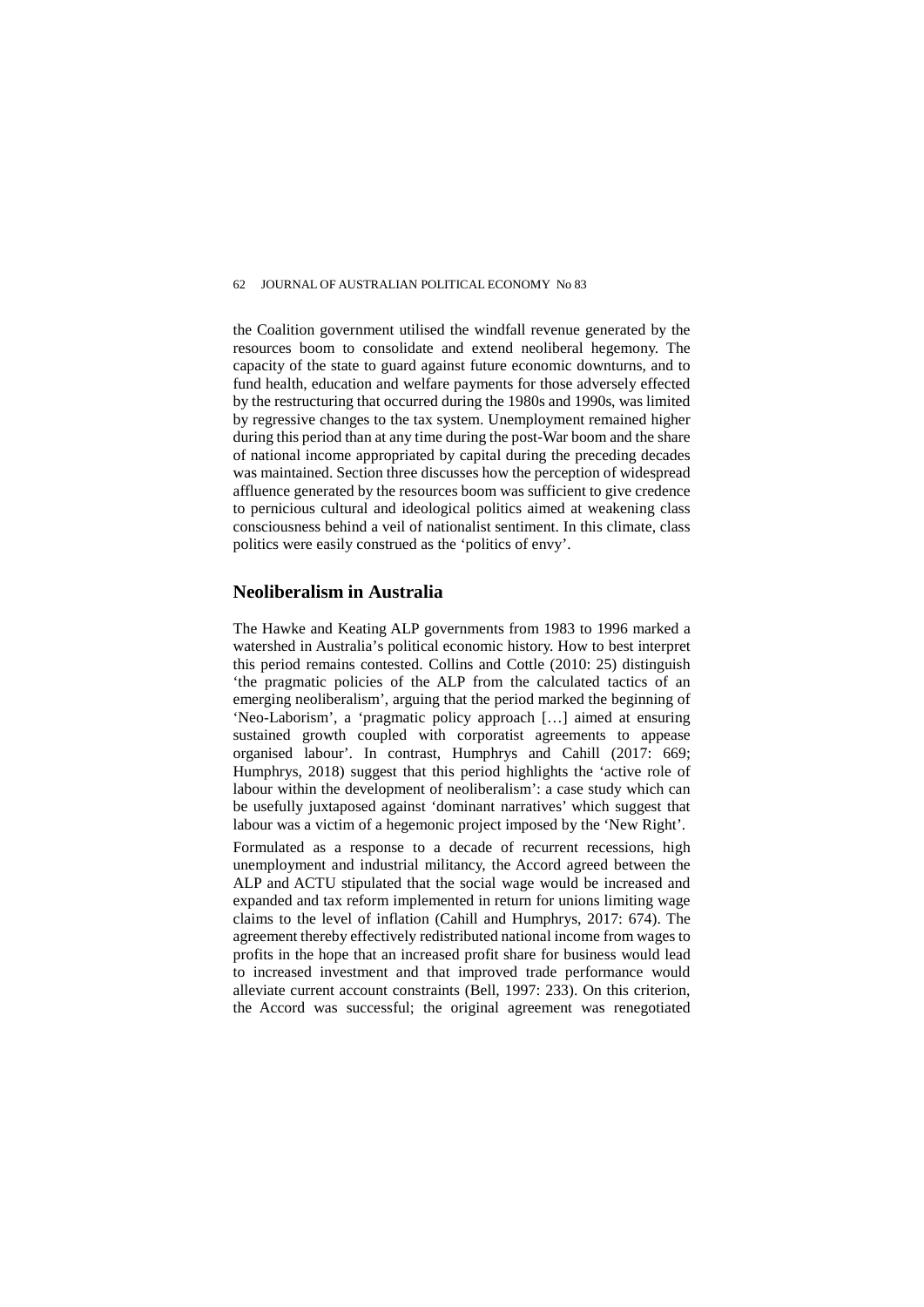the Coalition government utilised the windfall revenue generated by the resources boom to consolidate and extend neoliberal hegemony. The capacity of the state to guard against future economic downturns, and to fund health, education and welfare payments for those adversely effected by the restructuring that occurred during the 1980s and 1990s, was limited by regressive changes to the tax system. Unemployment remained higher during this period than at any time during the post-War boom and the share of national income appropriated by capital during the preceding decades was maintained. Section three discusses how the perception of widespread affluence generated by the resources boom was sufficient to give credence to pernicious cultural and ideological politics aimed at weakening class consciousness behind a veil of nationalist sentiment. In this climate, class politics were easily construed as the 'politics of envy'.

## Neoliberalism in Australia

The Hawke and Keating ALP governments from 1983 to 1996 marked a watershed in Australia's political economic history. How to best interpret this period remains contested. Collins and Cottle (2010: 25) distinguish 'the pragmatic policies of the ALP from the calculated tactics of an emerging neoliberalism', arguing that the period marked the beginning of 'Neo-Laborism', a 'pragmatic policy approach […] aimed at ensuring sustained growth coupled with corporatist agreements to appease organised labour'. In contrast, Humphrys and Cahill (2017: 669; Humphrys, 2018) suggest that this period highlights the 'active role of labour within the development of neoliberalism': a case study which can be usefully juxtaposed against 'dominant narratives' which suggest that labour was a victim of a hegemonic project imposed by the 'New Right'.

Formulated as a response to a decade of recurrent recessions, high unemployment and industrial militancy, the Accord agreed between the ALP and ACTU stipulated that the social wage would be increased and expanded and tax reform implemented in return for unions limiting wage claims to the level of inflation (Cahill and Humphrys, 2017: 674). The agreement thereby effectively redistributed national income from wages to profits in the hope that an increased profit share for business would lead to increased investment and that improved trade performance would alleviate current account constraints (Bell, 1997: 233). On this criterion, the Accord was successful; the original agreement was renegotiated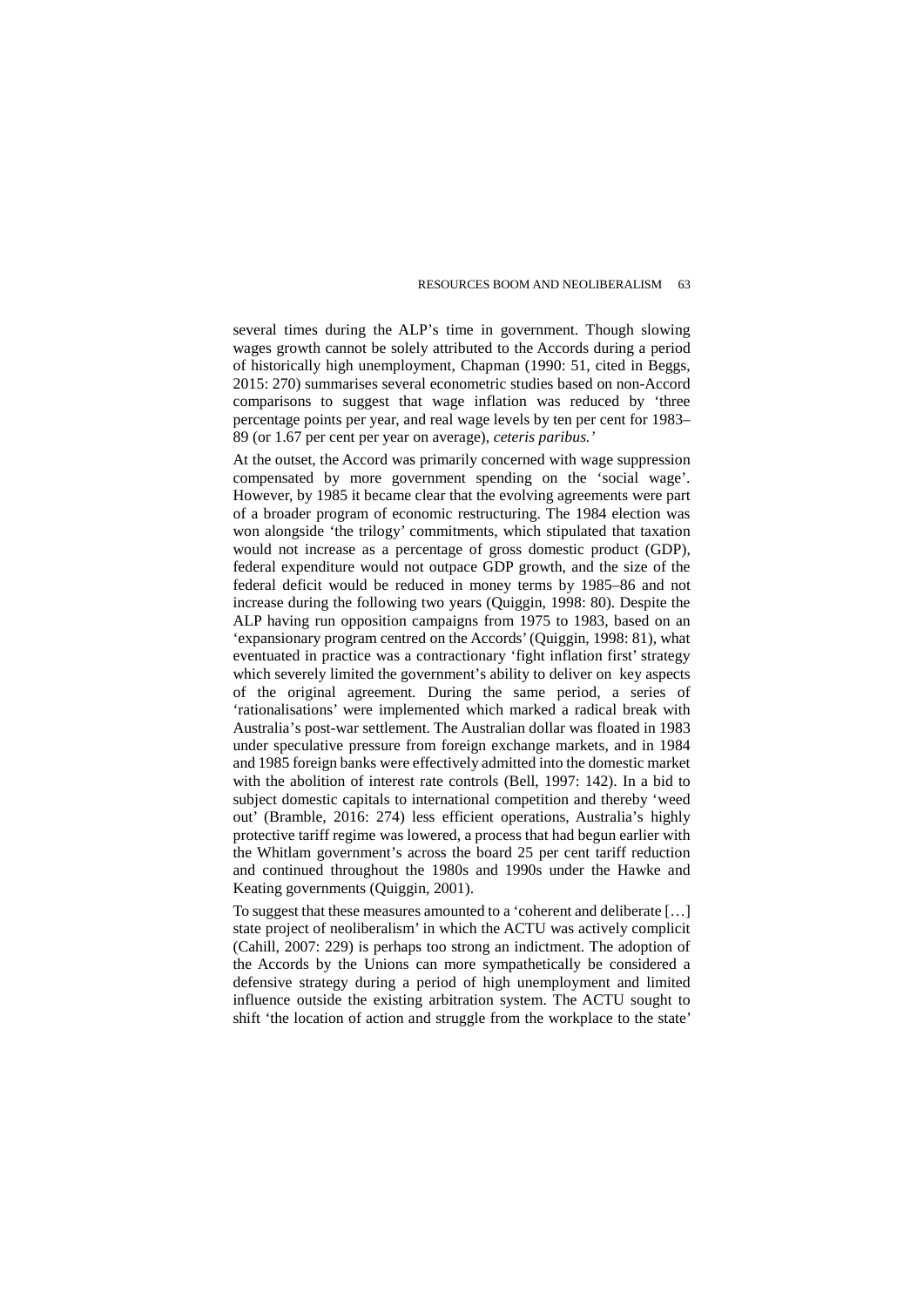several times during the ALP's time in government. Though slowing wages growth cannot be solely attributed to the Accords during a period of historically high unemployment, Chapman (1990: 51, cited in Beggs, 2015: 270) summarises several econometric studies based on non-Accord comparisons to suggest that wage inflation was reduced by 'three percentage points per year, and real wage levels by ten per cent for 1983–89 (or 1.67 per cent per year on average), *ceteris paribus.*'

At the outset, the Accord was primarily concerned with wage suppression compensated by more government spending on the 'social wage'. However, by 1985 it became clear that the evolving agreements were part of a broader program of economic restructuring. The 1984 election was won alongside 'the trilogy' commitments, which stipulated that taxation would not increase as a percentage of gross domestic product (GDP), federal expenditure would not outpace GDP growth, and the size of the federal deficit would be reduced in money terms by 1985–86 and not increase during the following two years (Quiggin, 1998: 80). Despite the ALP having run opposition campaigns from 1975 to 1983, based on an 'expansionary program centred on the Accords' (Quiggin, 1998: 81), what eventuated in practice was a contractionary 'fight inflation first' strategy which severely limited the government's ability to deliver on key aspects of the original agreement. During the same period, a series of 'rationalisations' were implemented which marked a radical break with Australia's post-war settlement. The Australian dollar was floated in 1983 under speculative pressure from foreign exchange markets, and in 1984 and 1985 foreign banks were effectively admitted into the domestic market with the abolition of interest rate controls (Bell, 1997: 142). In a bid to subject domestic capitals to international competition and thereby 'weed out' (Bramble, 2016: 274) less efficient operations, Australia's highly protective tariff regime was lowered, a process that had begun earlier with the Whitlam government's across the board 25 per cent tariff reduction and continued throughout the 1980s and 1990s under the Hawke and Keating governments (Quiggin, 2001).

To suggest that these measures amounted to a 'coherent and deliberate […] state project of neoliberalism' in which the ACTU was actively complicit (Cahill, 2007: 229) is perhaps too strong an indictment. The adoption of the Accords by the Unions can more sympathetically be considered a defensive strategy during a period of high unemployment and limited influence outside the existing arbitration system. The ACTU sought to shift 'the location of action and struggle from the workplace to the state'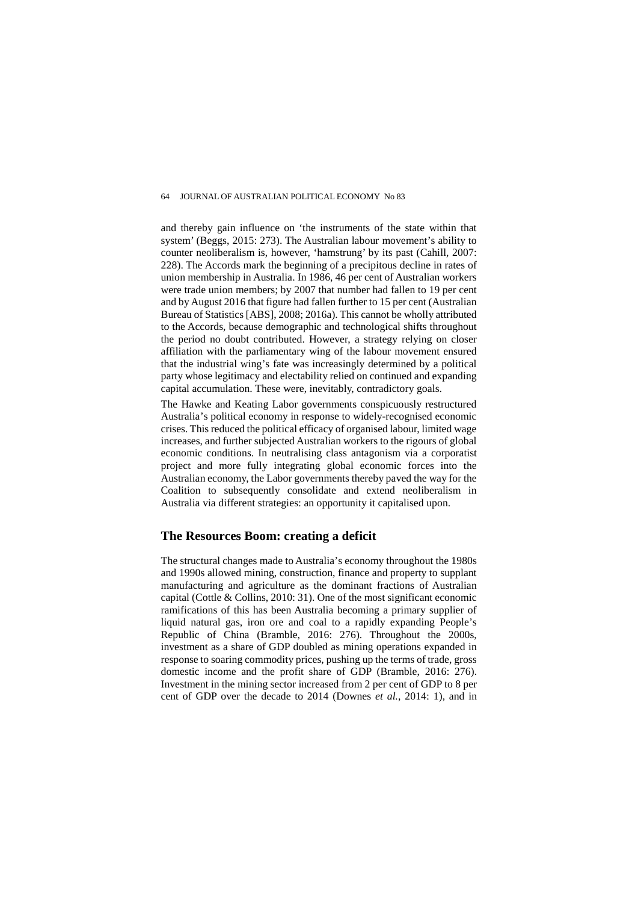and thereby gain influence on 'the instruments of the state within that system' (Beggs, 2015: 273). The Australian labour movement's ability to counter neoliberalism is, however, 'hamstrung' by its past (Cahill, 2007: 228). The Accords mark the beginning of a precipitous decline in rates of union membership in Australia. In 1986, 46 per cent of Australian workers were trade union members; by 2007 that number had fallen to 19 per cent and by August 2016 that figure had fallen further to 15 per cent (Australian Bureau of Statistics [ABS], 2008; 2016a). This cannot be wholly attributed to the Accords, because demographic and technological shifts throughout the period no doubt contributed. However, a strategy relying on closer affiliation with the parliamentary wing of the labour movement ensured that the industrial wing's fate was increasingly determined by a political party whose legitimacy and electability relied on continued and expanding capital accumulation. These were, inevitably, contradictory goals.

The Hawke and Keating Labor governments conspicuously restructured Australia's political economy in response to widely-recognised economic crises. This reduced the political efficacy of organised labour, limited wage increases, and further subjected Australian workers to the rigours of global economic conditions. In neutralising class antagonism via a corporatist project and more fully integrating global economic forces into the Australian economy, the Labor governments thereby paved the way for the Coalition to subsequently consolidate and extend neoliberalism in Australia via different strategies: an opportunity it capitalised upon.

## The Resources Boom: creating a deficit

The structural changes made to Australia's economy throughout the 1980s and 1990s allowed mining, construction, finance and property to supplant manufacturing and agriculture as the dominant fractions of Australian capital (Cottle & Collins, 2010: 31). One of the most significant economic ramifications of this has been Australia becoming a primary supplier of liquid natural gas, iron ore and coal to a rapidly expanding People's Republic of China (Bramble, 2016: 276). Throughout the 2000s, investment as a share of GDP doubled as mining operations expanded in response to soaring commodity prices, pushing up the terms of trade, gross domestic income and the profit share of GDP (Bramble, 2016: 276). Investment in the mining sector increased from 2 per cent of GDP to 8 per cent of GDP over the decade to 2014 (Downes *et al.*, 2014: 1), and in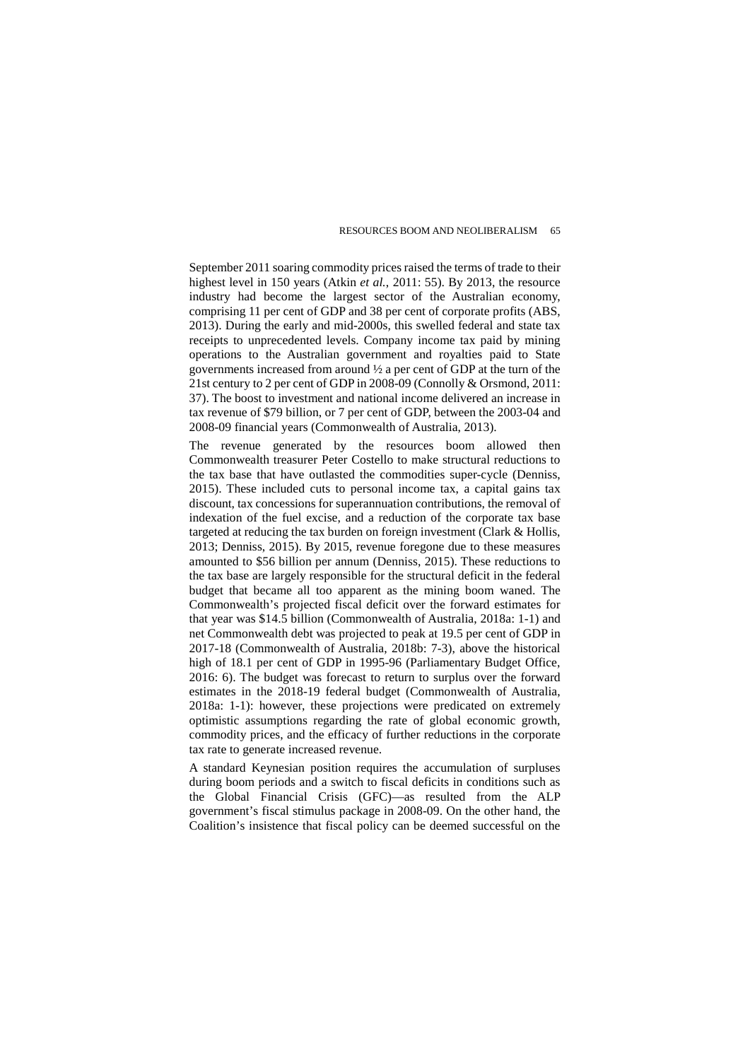September 2011 soaring commodity prices raised the terms of trade to their highest level in 150 years (Atkin *et al.*, 2011: 55). By 2013, the resource industry had become the largest sector of the Australian economy, comprising 11 per cent of GDP and 38 per cent of corporate profits (ABS, 2013). During the early and mid-2000s, this swelled federal and state tax receipts to unprecedented levels. Company income tax paid by mining operations to the Australian government and royalties paid to State governments increased from around ½ a per cent of GDP at the turn of the 21st century to 2 per cent of GDP in 2008-09 (Connolly & Orsmond, 2011: 37). The boost to investment and national income delivered an increase in tax revenue of $79 billion, or 7 per cent of GDP, between the 2003-04 and 2008-09 financial years (Commonwealth of Australia, 2013).

The revenue generated by the resources boom allowed then Commonwealth treasurer Peter Costello to make structural reductions to the tax base that have outlasted the commodities super-cycle (Denniss, 2015). These included cuts to personal income tax, a capital gains tax discount, tax concessions for superannuation contributions, the removal of indexation of the fuel excise, and a reduction of the corporate tax base targeted at reducing the tax burden on foreign investment (Clark & Hollis, 2013; Denniss, 2015). By 2015, revenue foregone due to these measures amounted to $56 billion per annum (Denniss, 2015). These reductions to the tax base are largely responsible for the structural deficit in the federal budget that became all too apparent as the mining boom waned. The Commonwealth's projected fiscal deficit over the forward estimates for that year was $14.5 billion (Commonwealth of Australia, 2018a: 1-1) and net Commonwealth debt was projected to peak at 19.5 per cent of GDP in 2017-18 (Commonwealth of Australia, 2018b: 7-3), above the historical high of 18.1 per cent of GDP in 1995-96 (Parliamentary Budget Office, 2016: 6). The budget was forecast to return to surplus over the forward estimates in the 2018-19 federal budget (Commonwealth of Australia, 2018a: 1-1): however, these projections were predicated on extremely optimistic assumptions regarding the rate of global economic growth, commodity prices, and the efficacy of further reductions in the corporate tax rate to generate increased revenue.

A standard Keynesian position requires the accumulation of surpluses during boom periods and a switch to fiscal deficits in conditions such as the Global Financial Crisis (GFC)—as resulted from the ALP government's fiscal stimulus package in 2008-09. On the other hand, the Coalition's insistence that fiscal policy can be deemed successful on the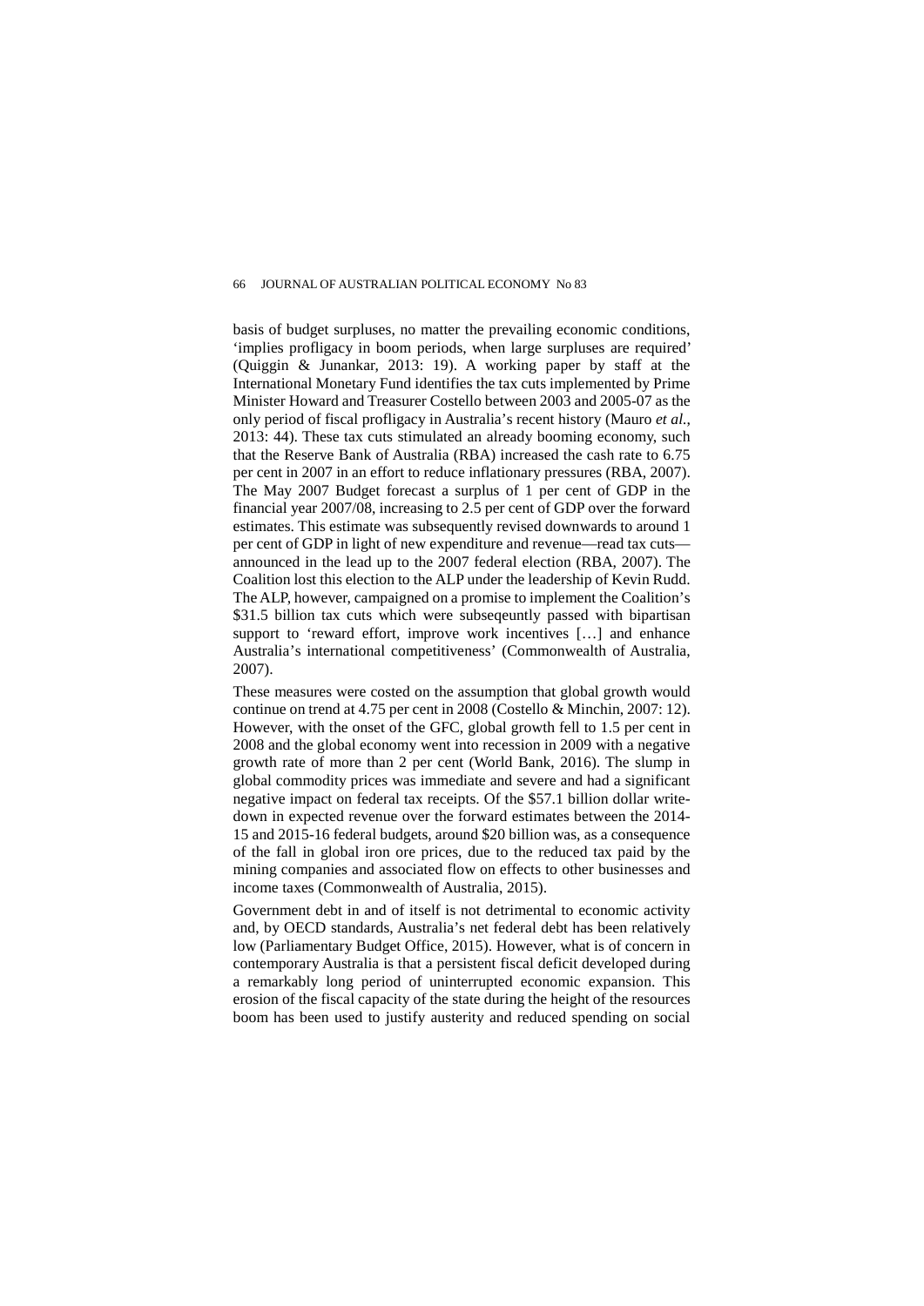basis of budget surpluses, no matter the prevailing economic conditions, 'implies profligacy in boom periods, when large surpluses are required' (Quiggin & Junankar, 2013: 19). A working paper by staff at the International Monetary Fund identifies the tax cuts implemented by Prime Minister Howard and Treasurer Costello between 2003 and 2005-07 as the only period of fiscal profligacy in Australia's recent history (Mauro *et al.*, 2013: 44). These tax cuts stimulated an already booming economy, such that the Reserve Bank of Australia (RBA) increased the cash rate to 6.75 per cent in 2007 in an effort to reduce inflationary pressures (RBA, 2007). The May 2007 Budget forecast a surplus of 1 per cent of GDP in the financial year 2007/08, increasing to 2.5 per cent of GDP over the forward estimates. This estimate was subsequently revised downwards to around 1 per cent of GDP in light of new expenditure and revenue—read tax cuts—announced in the lead up to the 2007 federal election (RBA, 2007). The Coalition lost this election to the ALP under the leadership of Kevin Rudd. The ALP, however, campaigned on a promise to implement the Coalition's $31.5 billion tax cuts which were subseqeuntly passed with bipartisan support to 'reward effort, improve work incentives […] and enhance Australia's international competitiveness' (Commonwealth of Australia, 2007).

These measures were costed on the assumption that global growth would continue on trend at 4.75 per cent in 2008 (Costello & Minchin, 2007: 12). However, with the onset of the GFC, global growth fell to 1.5 per cent in 2008 and the global economy went into recession in 2009 with a negative growth rate of more than 2 per cent (World Bank, 2016). The slump in global commodity prices was immediate and severe and had a significant negative impact on federal tax receipts. Of the $57.1 billion dollar write-down in expected revenue over the forward estimates between the 2014-15 and 2015-16 federal budgets, around $20 billion was, as a consequence of the fall in global iron ore prices, due to the reduced tax paid by the mining companies and associated flow on effects to other businesses and income taxes (Commonwealth of Australia, 2015).

Government debt in and of itself is not detrimental to economic activity and, by OECD standards, Australia's net federal debt has been relatively low (Parliamentary Budget Office, 2015). However, what is of concern in contemporary Australia is that a persistent fiscal deficit developed during a remarkably long period of uninterrupted economic expansion. This erosion of the fiscal capacity of the state during the height of the resources boom has been used to justify austerity and reduced spending on social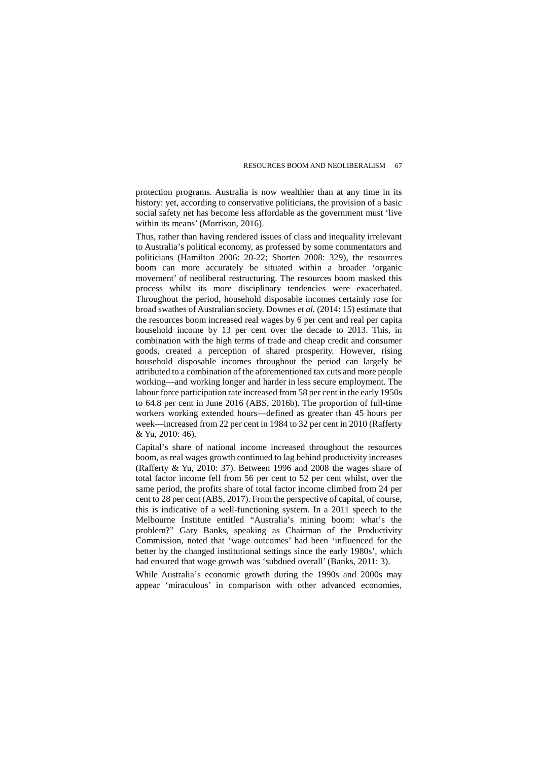protection programs. Australia is now wealthier than at any time in its history: yet, according to conservative politicians, the provision of a basic social safety net has become less affordable as the government must 'live within its means' (Morrison, 2016).

Thus, rather than having rendered issues of class and inequality irrelevant to Australia's political economy, as professed by some commentators and politicians (Hamilton 2006: 20-22; Shorten 2008: 329), the resources boom can more accurately be situated within a broader 'organic movement' of neoliberal restructuring. The resources boom masked this process whilst its more disciplinary tendencies were exacerbated. Throughout the period, household disposable incomes certainly rose for broad swathes of Australian society. Downes *et al.* (2014: 15) estimate that the resources boom increased real wages by 6 per cent and real per capita household income by 13 per cent over the decade to 2013. This, in combination with the high terms of trade and cheap credit and consumer goods, created a perception of shared prosperity. However, rising household disposable incomes throughout the period can largely be attributed to a combination of the aforementioned tax cuts and more people working—and working longer and harder in less secure employment. The labour force participation rate increased from 58 per cent in the early 1950s to 64.8 per cent in June 2016 (ABS, 2016b). The proportion of full-time workers working extended hours—defined as greater than 45 hours per week—increased from 22 per cent in 1984 to 32 per cent in 2010 (Rafferty & Yu, 2010: 46).

Capital's share of national income increased throughout the resources boom, as real wages growth continued to lag behind productivity increases (Rafferty & Yu, 2010: 37). Between 1996 and 2008 the wages share of total factor income fell from 56 per cent to 52 per cent whilst, over the same period, the profits share of total factor income climbed from 24 per cent to 28 per cent (ABS, 2017). From the perspective of capital, of course, this is indicative of a well-functioning system. In a 2011 speech to the Melbourne Institute entitled "Australia's mining boom: what's the problem?" Gary Banks, speaking as Chairman of the Productivity Commission, noted that 'wage outcomes' had been 'influenced for the better by the changed institutional settings since the early 1980s', which had ensured that wage growth was 'subdued overall' (Banks, 2011: 3).

While Australia's economic growth during the 1990s and 2000s may appear 'miraculous' in comparison with other advanced economies,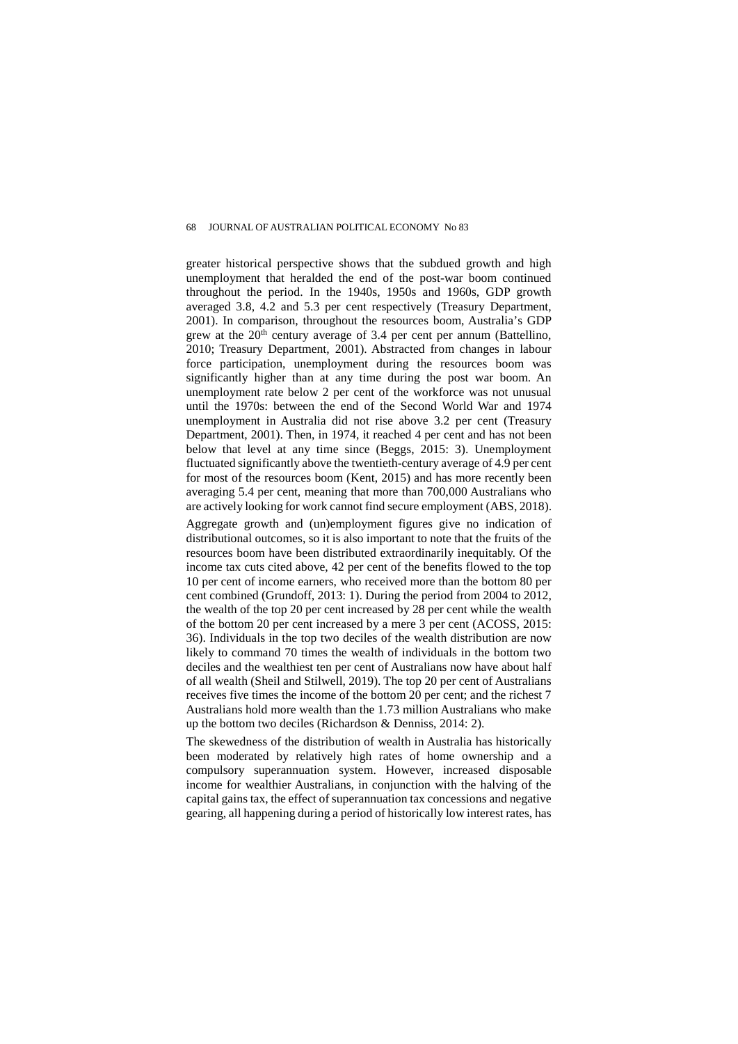greater historical perspective shows that the subdued growth and high unemployment that heralded the end of the post-war boom continued throughout the period. In the 1940s, 1950s and 1960s, GDP growth averaged 3.8, 4.2 and 5.3 per cent respectively (Treasury Department, 2001). In comparison, throughout the resources boom, Australia's GDP grew at the 20th century average of 3.4 per cent per annum (Battellino, 2010; Treasury Department, 2001). Abstracted from changes in labour force participation, unemployment during the resources boom was significantly higher than at any time during the post war boom. An unemployment rate below 2 per cent of the workforce was not unusual until the 1970s: between the end of the Second World War and 1974 unemployment in Australia did not rise above 3.2 per cent (Treasury Department, 2001). Then, in 1974, it reached 4 per cent and has not been below that level at any time since (Beggs, 2015: 3). Unemployment fluctuated significantly above the twentieth-century average of 4.9 per cent for most of the resources boom (Kent, 2015) and has more recently been averaging 5.4 per cent, meaning that more than 700,000 Australians who are actively looking for work cannot find secure employment (ABS, 2018).

Aggregate growth and (un)employment figures give no indication of distributional outcomes, so it is also important to note that the fruits of the resources boom have been distributed extraordinarily inequitably. Of the income tax cuts cited above, 42 per cent of the benefits flowed to the top 10 per cent of income earners, who received more than the bottom 80 per cent combined (Grundoff, 2013: 1). During the period from 2004 to 2012, the wealth of the top 20 per cent increased by 28 per cent while the wealth of the bottom 20 per cent increased by a mere 3 per cent (ACOSS, 2015: 36). Individuals in the top two deciles of the wealth distribution are now likely to command 70 times the wealth of individuals in the bottom two deciles and the wealthiest ten per cent of Australians now have about half of all wealth (Sheil and Stilwell, 2019). The top 20 per cent of Australians receives five times the income of the bottom 20 per cent; and the richest 7 Australians hold more wealth than the 1.73 million Australians who make up the bottom two deciles (Richardson & Denniss, 2014: 2).

The skewedness of the distribution of wealth in Australia has historically been moderated by relatively high rates of home ownership and a compulsory superannuation system. However, increased disposable income for wealthier Australians, in conjunction with the halving of the capital gains tax, the effect of superannuation tax concessions and negative gearing, all happening during a period of historically low interest rates, has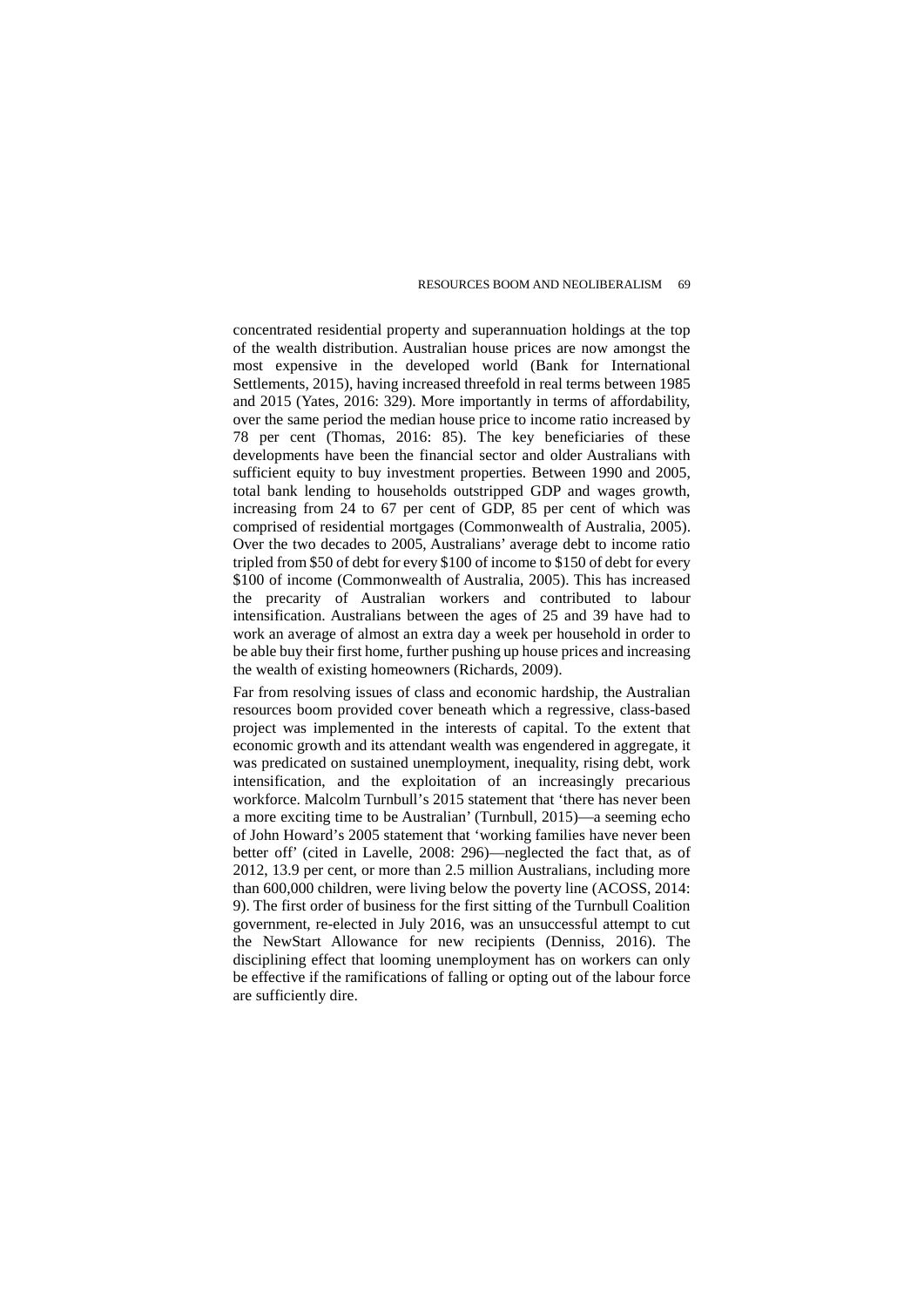concentrated residential property and superannuation holdings at the top of the wealth distribution. Australian house prices are now amongst the most expensive in the developed world (Bank for International Settlements, 2015), having increased threefold in real terms between 1985 and 2015 (Yates, 2016: 329). More importantly in terms of affordability, over the same period the median house price to income ratio increased by 78 per cent (Thomas, 2016: 85). The key beneficiaries of these developments have been the financial sector and older Australians with sufficient equity to buy investment properties. Between 1990 and 2005, total bank lending to households outstripped GDP and wages growth, increasing from 24 to 67 per cent of GDP, 85 per cent of which was comprised of residential mortgages (Commonwealth of Australia, 2005). Over the two decades to 2005, Australians' average debt to income ratio tripled from $50 of debt for every $100 of income to $150 of debt for every $100 of income (Commonwealth of Australia, 2005). This has increased the precarity of Australian workers and contributed to labour intensification. Australians between the ages of 25 and 39 have had to work an average of almost an extra day a week per household in order to be able buy their first home, further pushing up house prices and increasing the wealth of existing homeowners (Richards, 2009).

Far from resolving issues of class and economic hardship, the Australian resources boom provided cover beneath which a regressive, class-based project was implemented in the interests of capital. To the extent that economic growth and its attendant wealth was engendered in aggregate, it was predicated on sustained unemployment, inequality, rising debt, work intensification, and the exploitation of an increasingly precarious workforce. Malcolm Turnbull's 2015 statement that 'there has never been a more exciting time to be Australian' (Turnbull, 2015)—a seeming echo of John Howard's 2005 statement that 'working families have never been better off' (cited in Lavelle, 2008: 296)—neglected the fact that, as of 2012, 13.9 per cent, or more than 2.5 million Australians, including more than 600,000 children, were living below the poverty line (ACOSS, 2014: 9). The first order of business for the first sitting of the Turnbull Coalition government, re-elected in July 2016, was an unsuccessful attempt to cut the NewStart Allowance for new recipients (Denniss, 2016). The disciplining effect that looming unemployment has on workers can only be effective if the ramifications of falling or opting out of the labour force are sufficiently dire.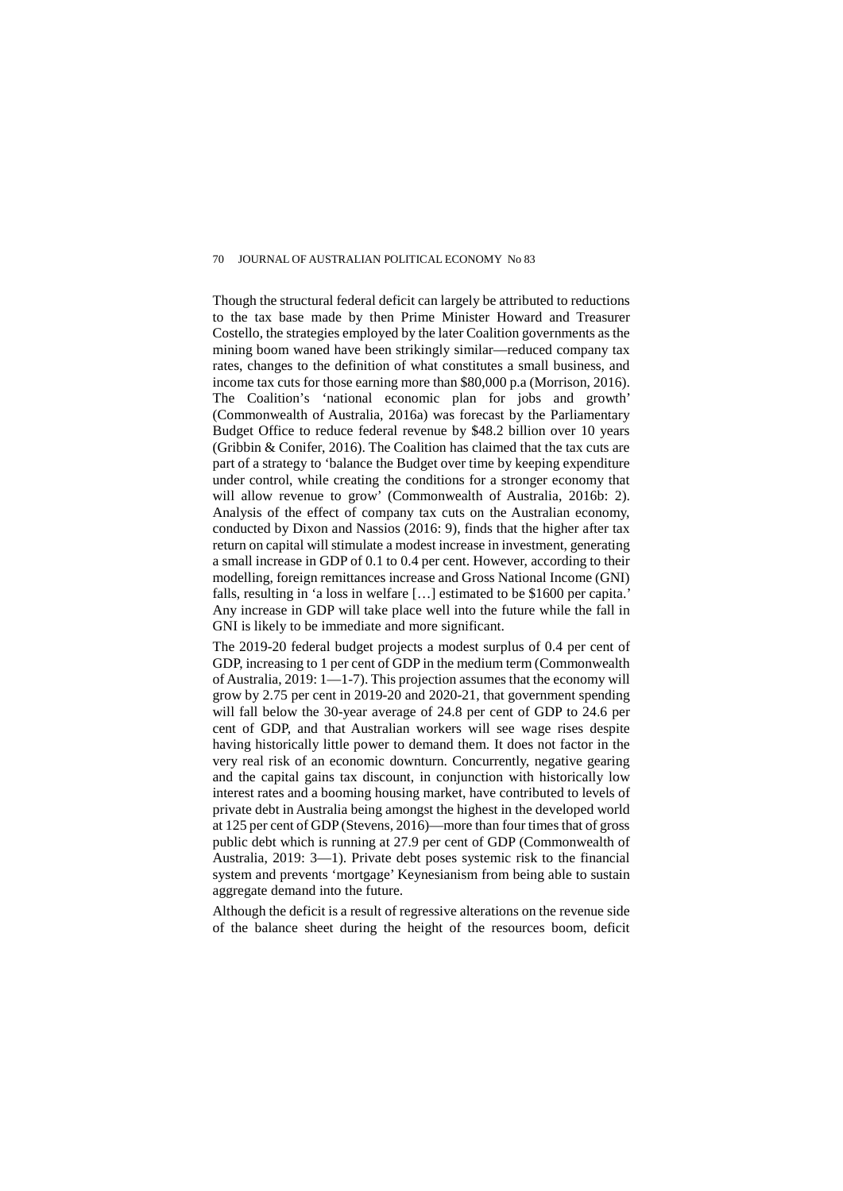Though the structural federal deficit can largely be attributed to reductions to the tax base made by then Prime Minister Howard and Treasurer Costello, the strategies employed by the later Coalition governments as the mining boom waned have been strikingly similar—reduced company tax rates, changes to the definition of what constitutes a small business, and income tax cuts for those earning more than $80,000 p.a (Morrison, 2016). The Coalition's 'national economic plan for jobs and growth' (Commonwealth of Australia, 2016a) was forecast by the Parliamentary Budget Office to reduce federal revenue by $48.2 billion over 10 years (Gribbin & Conifer, 2016). The Coalition has claimed that the tax cuts are part of a strategy to 'balance the Budget over time by keeping expenditure under control, while creating the conditions for a stronger economy that will allow revenue to grow' (Commonwealth of Australia, 2016b: 2). Analysis of the effect of company tax cuts on the Australian economy, conducted by Dixon and Nassios (2016: 9), finds that the higher after tax return on capital will stimulate a modest increase in investment, generating a small increase in GDP of 0.1 to 0.4 per cent. However, according to their modelling, foreign remittances increase and Gross National Income (GNI) falls, resulting in 'a loss in welfare […] estimated to be $1600 per capita.' Any increase in GDP will take place well into the future while the fall in GNI is likely to be immediate and more significant.

The 2019-20 federal budget projects a modest surplus of 0.4 per cent of GDP, increasing to 1 per cent of GDP in the medium term (Commonwealth of Australia, 2019: 1—1-7). This projection assumes that the economy will grow by 2.75 per cent in 2019-20 and 2020-21, that government spending will fall below the 30-year average of 24.8 per cent of GDP to 24.6 per cent of GDP, and that Australian workers will see wage rises despite having historically little power to demand them. It does not factor in the very real risk of an economic downturn. Concurrently, negative gearing and the capital gains tax discount, in conjunction with historically low interest rates and a booming housing market, have contributed to levels of private debt in Australia being amongst the highest in the developed world at 125 per cent of GDP (Stevens, 2016)—more than four times that of gross public debt which is running at 27.9 per cent of GDP (Commonwealth of Australia, 2019: 3—1). Private debt poses systemic risk to the financial system and prevents 'mortgage' Keynesianism from being able to sustain aggregate demand into the future.

Although the deficit is a result of regressive alterations on the revenue side of the balance sheet during the height of the resources boom, deficit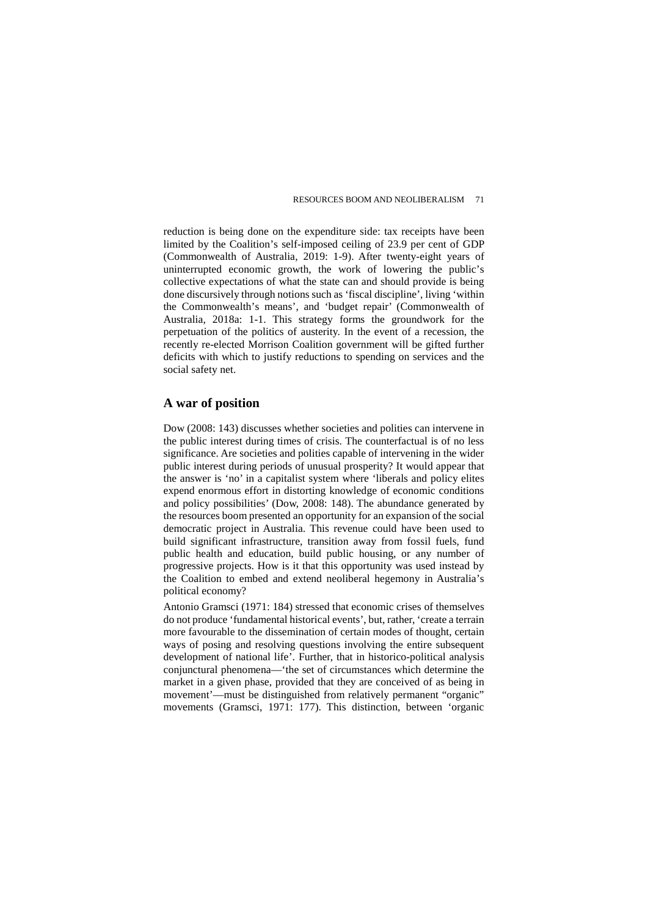reduction is being done on the expenditure side: tax receipts have been limited by the Coalition's self-imposed ceiling of 23.9 per cent of GDP (Commonwealth of Australia, 2019: 1-9). After twenty-eight years of uninterrupted economic growth, the work of lowering the public's collective expectations of what the state can and should provide is being done discursively through notions such as 'fiscal discipline', living 'within the Commonwealth's means', and 'budget repair' (Commonwealth of Australia, 2018a: 1-1. This strategy forms the groundwork for the perpetuation of the politics of austerity. In the event of a recession, the recently re-elected Morrison Coalition government will be gifted further deficits with which to justify reductions to spending on services and the social safety net.

## A war of position

Dow (2008: 143) discusses whether societies and polities can intervene in the public interest during times of crisis. The counterfactual is of no less significance. Are societies and polities capable of intervening in the wider public interest during periods of unusual prosperity? It would appear that the answer is 'no' in a capitalist system where 'liberals and policy elites expend enormous effort in distorting knowledge of economic conditions and policy possibilities' (Dow, 2008: 148). The abundance generated by the resources boom presented an opportunity for an expansion of the social democratic project in Australia. This revenue could have been used to build significant infrastructure, transition away from fossil fuels, fund public health and education, build public housing, or any number of progressive projects. How is it that this opportunity was used instead by the Coalition to embed and extend neoliberal hegemony in Australia's political economy?

Antonio Gramsci (1971: 184) stressed that economic crises of themselves do not produce 'fundamental historical events', but, rather, 'create a terrain more favourable to the dissemination of certain modes of thought, certain ways of posing and resolving questions involving the entire subsequent development of national life'. Further, that in historico-political analysis conjunctural phenomena—'the set of circumstances which determine the market in a given phase, provided that they are conceived of as being in movement'—must be distinguished from relatively permanent "organic" movements (Gramsci, 1971: 177). This distinction, between 'organic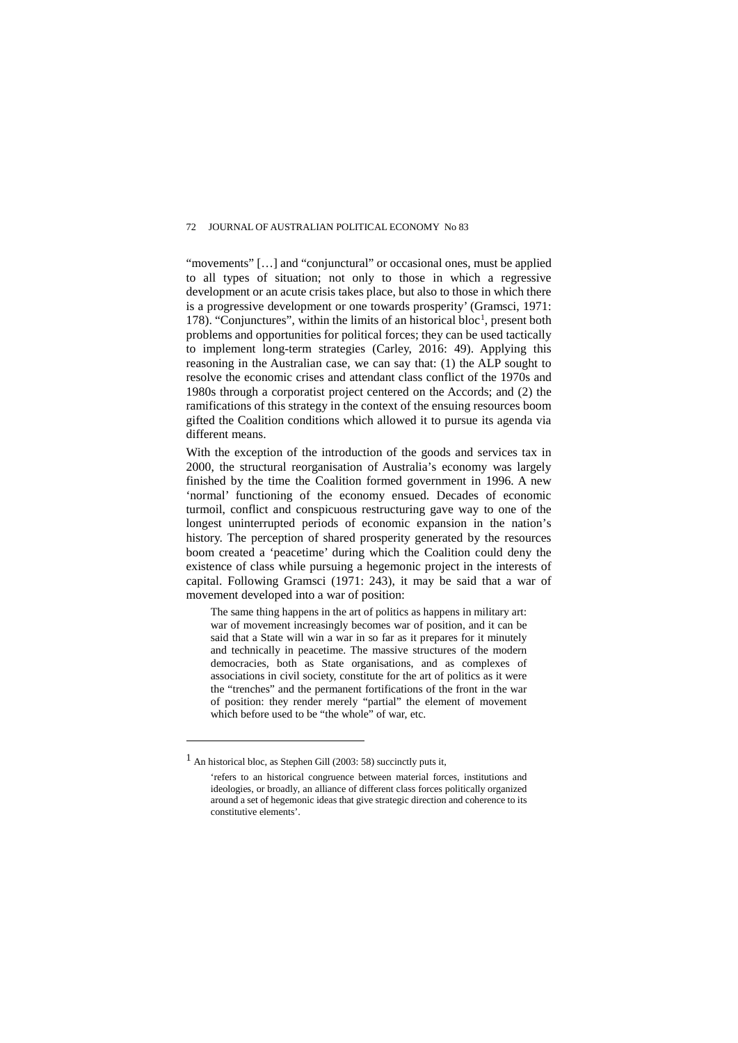"movements" […] and "conjunctural" or occasional ones, must be applied to all types of situation; not only to those in which a regressive development or an acute crisis takes place, but also to those in which there is a progressive development or one towards prosperity' (Gramsci, 1971: 178). "Conjunctures", within the limits of an historical bloc[1], present both problems and opportunities for political forces; they can be used tactically to implement long-term strategies (Carley, 2016: 49). Applying this reasoning in the Australian case, we can say that: (1) the ALP sought to resolve the economic crises and attendant class conflict of the 1970s and 1980s through a corporatist project centered on the Accords; and (2) the ramifications of this strategy in the context of the ensuing resources boom gifted the Coalition conditions which allowed it to pursue its agenda via different means.

With the exception of the introduction of the goods and services tax in 2000, the structural reorganisation of Australia's economy was largely finished by the time the Coalition formed government in 1996. A new 'normal' functioning of the economy ensued. Decades of economic turmoil, conflict and conspicuous restructuring gave way to one of the longest uninterrupted periods of economic expansion in the nation's history. The perception of shared prosperity generated by the resources boom created a 'peacetime' during which the Coalition could deny the existence of class while pursuing a hegemonic project in the interests of capital. Following Gramsci (1971: 243), it may be said that a war of movement developed into a war of position:

> The same thing happens in the art of politics as happens in military art: war of movement increasingly becomes war of position, and it can be said that a State will win a war in so far as it prepares for it minutely and technically in peacetime. The massive structures of the modern democracies, both as State organisations, and as complexes of associations in civil society, constitute for the art of politics as it were the "trenches" and the permanent fortifications of the front in the war of position: they render merely "partial" the element of movement which before used to be "the whole" of war, etc.

---

[1] An historical bloc, as Stephen Gill (2003: 58) succinctly puts it,

> 'refers to an historical congruence between material forces, institutions and ideologies, or broadly, an alliance of different class forces politically organized around a set of hegemonic ideas that give strategic direction and coherence to its constitutive elements'.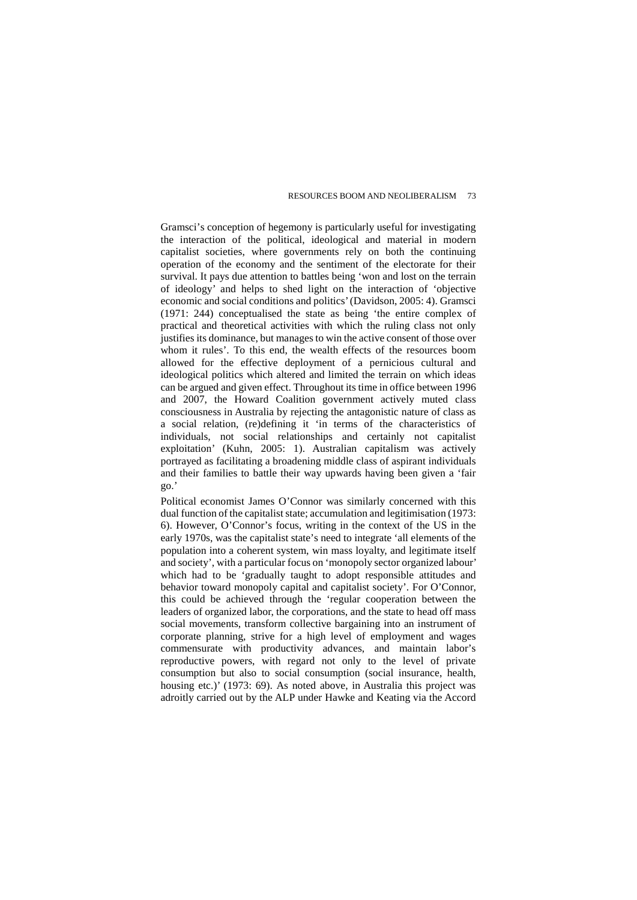Gramsci's conception of hegemony is particularly useful for investigating the interaction of the political, ideological and material in modern capitalist societies, where governments rely on both the continuing operation of the economy and the sentiment of the electorate for their survival. It pays due attention to battles being 'won and lost on the terrain of ideology' and helps to shed light on the interaction of 'objective economic and social conditions and politics' (Davidson, 2005: 4). Gramsci (1971: 244) conceptualised the state as being 'the entire complex of practical and theoretical activities with which the ruling class not only justifies its dominance, but manages to win the active consent of those over whom it rules'. To this end, the wealth effects of the resources boom allowed for the effective deployment of a pernicious cultural and ideological politics which altered and limited the terrain on which ideas can be argued and given effect. Throughout its time in office between 1996 and 2007, the Howard Coalition government actively muted class consciousness in Australia by rejecting the antagonistic nature of class as a social relation, (re)defining it 'in terms of the characteristics of individuals, not social relationships and certainly not capitalist exploitation' (Kuhn, 2005: 1). Australian capitalism was actively portrayed as facilitating a broadening middle class of aspirant individuals and their families to battle their way upwards having been given a 'fair go.'

Political economist James O'Connor was similarly concerned with this dual function of the capitalist state; accumulation and legitimisation (1973: 6). However, O'Connor's focus, writing in the context of the US in the early 1970s, was the capitalist state's need to integrate 'all elements of the population into a coherent system, win mass loyalty, and legitimate itself and society', with a particular focus on 'monopoly sector organized labour' which had to be 'gradually taught to adopt responsible attitudes and behavior toward monopoly capital and capitalist society'. For O'Connor, this could be achieved through the 'regular cooperation between the leaders of organized labor, the corporations, and the state to head off mass social movements, transform collective bargaining into an instrument of corporate planning, strive for a high level of employment and wages commensurate with productivity advances, and maintain labor's reproductive powers, with regard not only to the level of private consumption but also to social consumption (social insurance, health, housing etc.)' (1973: 69). As noted above, in Australia this project was adroitly carried out by the ALP under Hawke and Keating via the Accord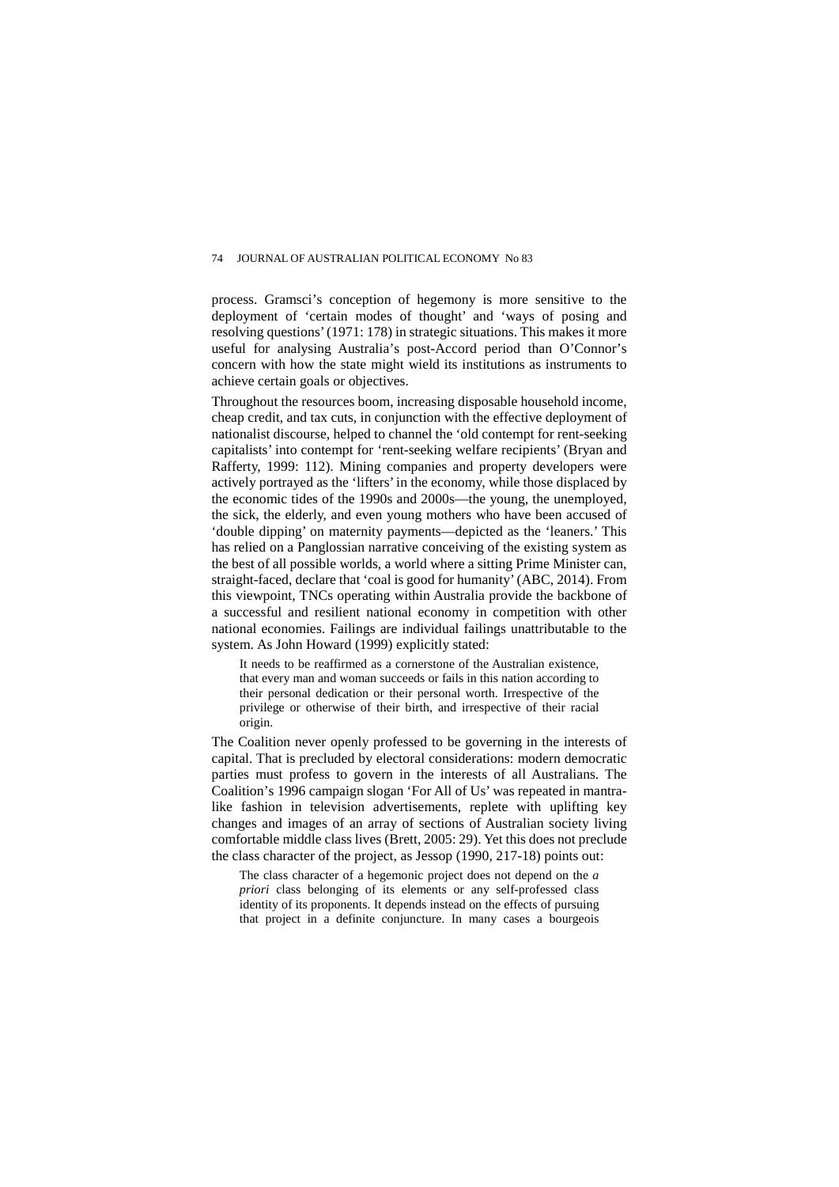process. Gramsci's conception of hegemony is more sensitive to the deployment of 'certain modes of thought' and 'ways of posing and resolving questions' (1971: 178) in strategic situations. This makes it more useful for analysing Australia's post-Accord period than O'Connor's concern with how the state might wield its institutions as instruments to achieve certain goals or objectives.

Throughout the resources boom, increasing disposable household income, cheap credit, and tax cuts, in conjunction with the effective deployment of nationalist discourse, helped to channel the 'old contempt for rent-seeking capitalists' into contempt for 'rent-seeking welfare recipients' (Bryan and Rafferty, 1999: 112). Mining companies and property developers were actively portrayed as the 'lifters' in the economy, while those displaced by the economic tides of the 1990s and 2000s—the young, the unemployed, the sick, the elderly, and even young mothers who have been accused of 'double dipping' on maternity payments—depicted as the 'leaners.' This has relied on a Panglossian narrative conceiving of the existing system as the best of all possible worlds, a world where a sitting Prime Minister can, straight-faced, declare that 'coal is good for humanity' (ABC, 2014). From this viewpoint, TNCs operating within Australia provide the backbone of a successful and resilient national economy in competition with other national economies. Failings are individual failings unattributable to the system. As John Howard (1999) explicitly stated:

> It needs to be reaffirmed as a cornerstone of the Australian existence, that every man and woman succeeds or fails in this nation according to their personal dedication or their personal worth. Irrespective of the privilege or otherwise of their birth, and irrespective of their racial origin.

The Coalition never openly professed to be governing in the interests of capital. That is precluded by electoral considerations: modern democratic parties must profess to govern in the interests of all Australians. The Coalition's 1996 campaign slogan 'For All of Us' was repeated in mantra-like fashion in television advertisements, replete with uplifting key changes and images of an array of sections of Australian society living comfortable middle class lives (Brett, 2005: 29). Yet this does not preclude the class character of the project, as Jessop (1990, 217-18) points out:

> The class character of a hegemonic project does not depend on the *a priori* class belonging of its elements or any self-professed class identity of its proponents. It depends instead on the effects of pursuing that project in a definite conjuncture. In many cases a bourgeois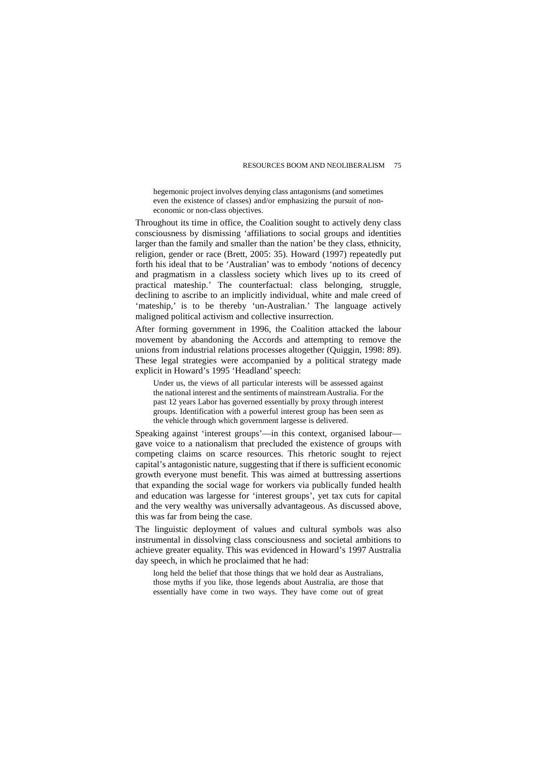hegemonic project involves denying class antagonisms (and sometimes even the existence of classes) and/or emphasizing the pursuit of non-economic or non-class objectives.

Throughout its time in office, the Coalition sought to actively deny class consciousness by dismissing 'affiliations to social groups and identities larger than the family and smaller than the nation' be they class, ethnicity, religion, gender or race (Brett, 2005: 35). Howard (1997) repeatedly put forth his ideal that to be 'Australian' was to embody 'notions of decency and pragmatism in a classless society which lives up to its creed of practical mateship.' The counterfactual: class belonging, struggle, declining to ascribe to an implicitly individual, white and male creed of 'mateship,' is to be thereby 'un-Australian.' The language actively maligned political activism and collective insurrection.

After forming government in 1996, the Coalition attacked the labour movement by abandoning the Accords and attempting to remove the unions from industrial relations processes altogether (Quiggin, 1998: 89). These legal strategies were accompanied by a political strategy made explicit in Howard's 1995 'Headland' speech:

> Under us, the views of all particular interests will be assessed against the national interest and the sentiments of mainstream Australia. For the past 12 years Labor has governed essentially by proxy through interest groups. Identification with a powerful interest group has been seen as the vehicle through which government largesse is delivered.

Speaking against 'interest groups'—in this context, organised labour—gave voice to a nationalism that precluded the existence of groups with competing claims on scarce resources. This rhetoric sought to reject capital's antagonistic nature, suggesting that if there is sufficient economic growth everyone must benefit. This was aimed at buttressing assertions that expanding the social wage for workers via publically funded health and education was largesse for 'interest groups', yet tax cuts for capital and the very wealthy was universally advantageous. As discussed above, this was far from being the case.

The linguistic deployment of values and cultural symbols was also instrumental in dissolving class consciousness and societal ambitions to achieve greater equality. This was evidenced in Howard's 1997 Australia day speech, in which he proclaimed that he had:

> long held the belief that those things that we hold dear as Australians, those myths if you like, those legends about Australia, are those that essentially have come in two ways. They have come out of great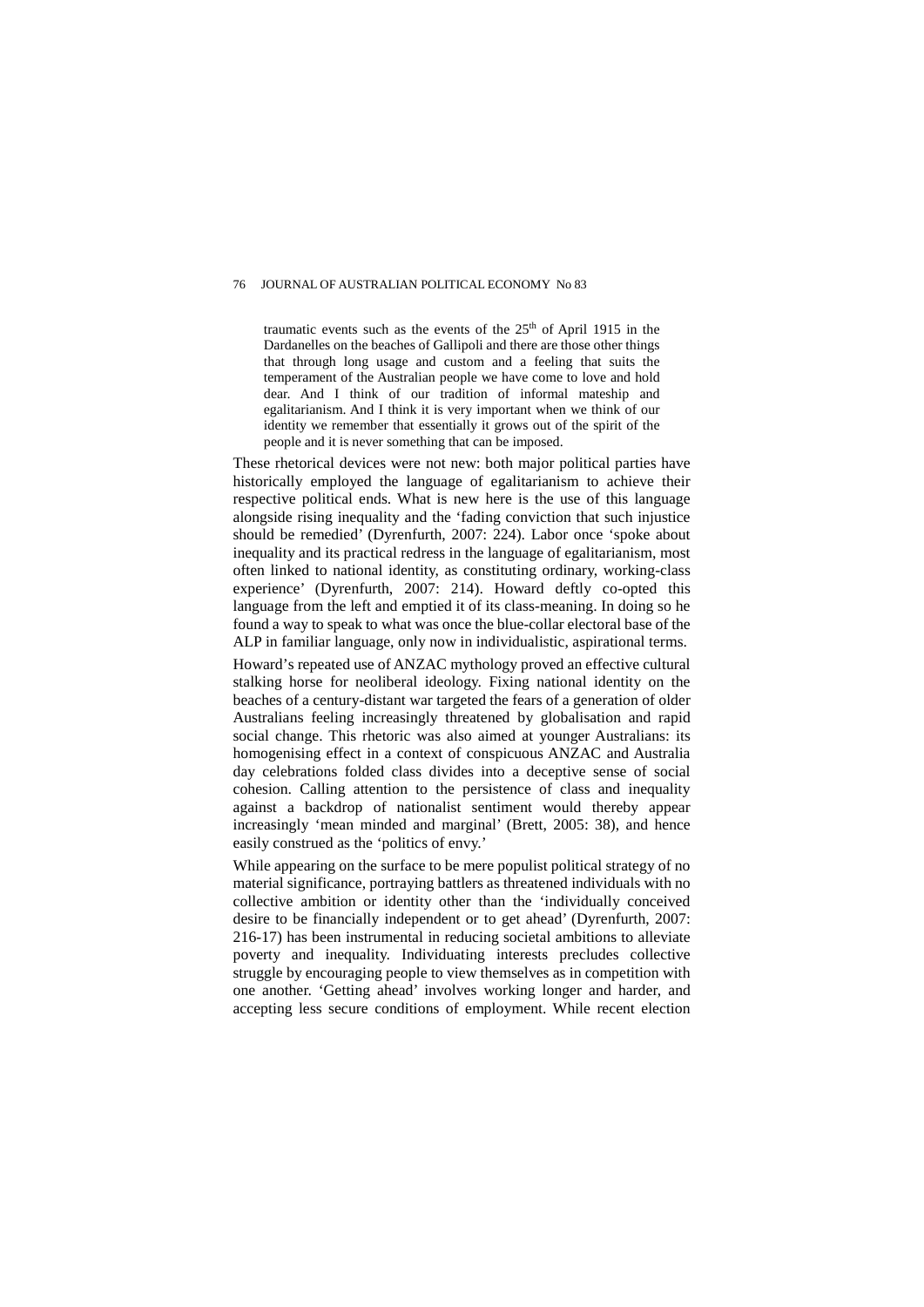> traumatic events such as the events of the 25th of April 1915 in the Dardanelles on the beaches of Gallipoli and there are those other things that through long usage and custom and a feeling that suits the temperament of the Australian people we have come to love and hold dear. And I think of our tradition of informal mateship and egalitarianism. And I think it is very important when we think of our identity we remember that essentially it grows out of the spirit of the people and it is never something that can be imposed.

These rhetorical devices were not new: both major political parties have historically employed the language of egalitarianism to achieve their respective political ends. What is new here is the use of this language alongside rising inequality and the 'fading conviction that such injustice should be remedied' (Dyrenfurth, 2007: 224). Labor once 'spoke about inequality and its practical redress in the language of egalitarianism, most often linked to national identity, as constituting ordinary, working-class experience' (Dyrenfurth, 2007: 214). Howard deftly co-opted this language from the left and emptied it of its class-meaning. In doing so he found a way to speak to what was once the blue-collar electoral base of the ALP in familiar language, only now in individualistic, aspirational terms.

Howard's repeated use of ANZAC mythology proved an effective cultural stalking horse for neoliberal ideology. Fixing national identity on the beaches of a century-distant war targeted the fears of a generation of older Australians feeling increasingly threatened by globalisation and rapid social change. This rhetoric was also aimed at younger Australians: its homogenising effect in a context of conspicuous ANZAC and Australia day celebrations folded class divides into a deceptive sense of social cohesion. Calling attention to the persistence of class and inequality against a backdrop of nationalist sentiment would thereby appear increasingly 'mean minded and marginal' (Brett, 2005: 38), and hence easily construed as the 'politics of envy.'

While appearing on the surface to be mere populist political strategy of no material significance, portraying battlers as threatened individuals with no collective ambition or identity other than the 'individually conceived desire to be financially independent or to get ahead' (Dyrenfurth, 2007: 216-17) has been instrumental in reducing societal ambitions to alleviate poverty and inequality. Individuating interests precludes collective struggle by encouraging people to view themselves as in competition with one another. 'Getting ahead' involves working longer and harder, and accepting less secure conditions of employment. While recent election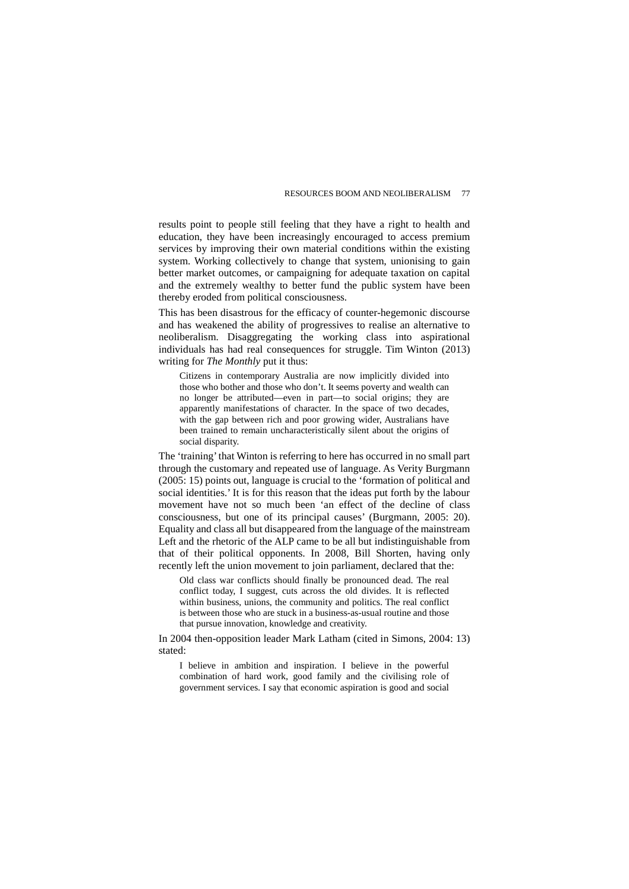results point to people still feeling that they have a right to health and education, they have been increasingly encouraged to access premium services by improving their own material conditions within the existing system. Working collectively to change that system, unionising to gain better market outcomes, or campaigning for adequate taxation on capital and the extremely wealthy to better fund the public system have been thereby eroded from political consciousness.

This has been disastrous for the efficacy of counter-hegemonic discourse and has weakened the ability of progressives to realise an alternative to neoliberalism. Disaggregating the working class into aspirational individuals has had real consequences for struggle. Tim Winton (2013) writing for *The Monthly* put it thus:

> Citizens in contemporary Australia are now implicitly divided into those who bother and those who don't. It seems poverty and wealth can no longer be attributed—even in part—to social origins; they are apparently manifestations of character. In the space of two decades, with the gap between rich and poor growing wider, Australians have been trained to remain uncharacteristically silent about the origins of social disparity.

The 'training' that Winton is referring to here has occurred in no small part through the customary and repeated use of language. As Verity Burgmann (2005: 15) points out, language is crucial to the 'formation of political and social identities.' It is for this reason that the ideas put forth by the labour movement have not so much been 'an effect of the decline of class consciousness, but one of its principal causes' (Burgmann, 2005: 20). Equality and class all but disappeared from the language of the mainstream Left and the rhetoric of the ALP came to be all but indistinguishable from that of their political opponents. In 2008, Bill Shorten, having only recently left the union movement to join parliament, declared that the:

> Old class war conflicts should finally be pronounced dead. The real conflict today, I suggest, cuts across the old divides. It is reflected within business, unions, the community and politics. The real conflict is between those who are stuck in a business-as-usual routine and those that pursue innovation, knowledge and creativity.

In 2004 then-opposition leader Mark Latham (cited in Simons, 2004: 13) stated:

> I believe in ambition and inspiration. I believe in the powerful combination of hard work, good family and the civilising role of government services. I say that economic aspiration is good and social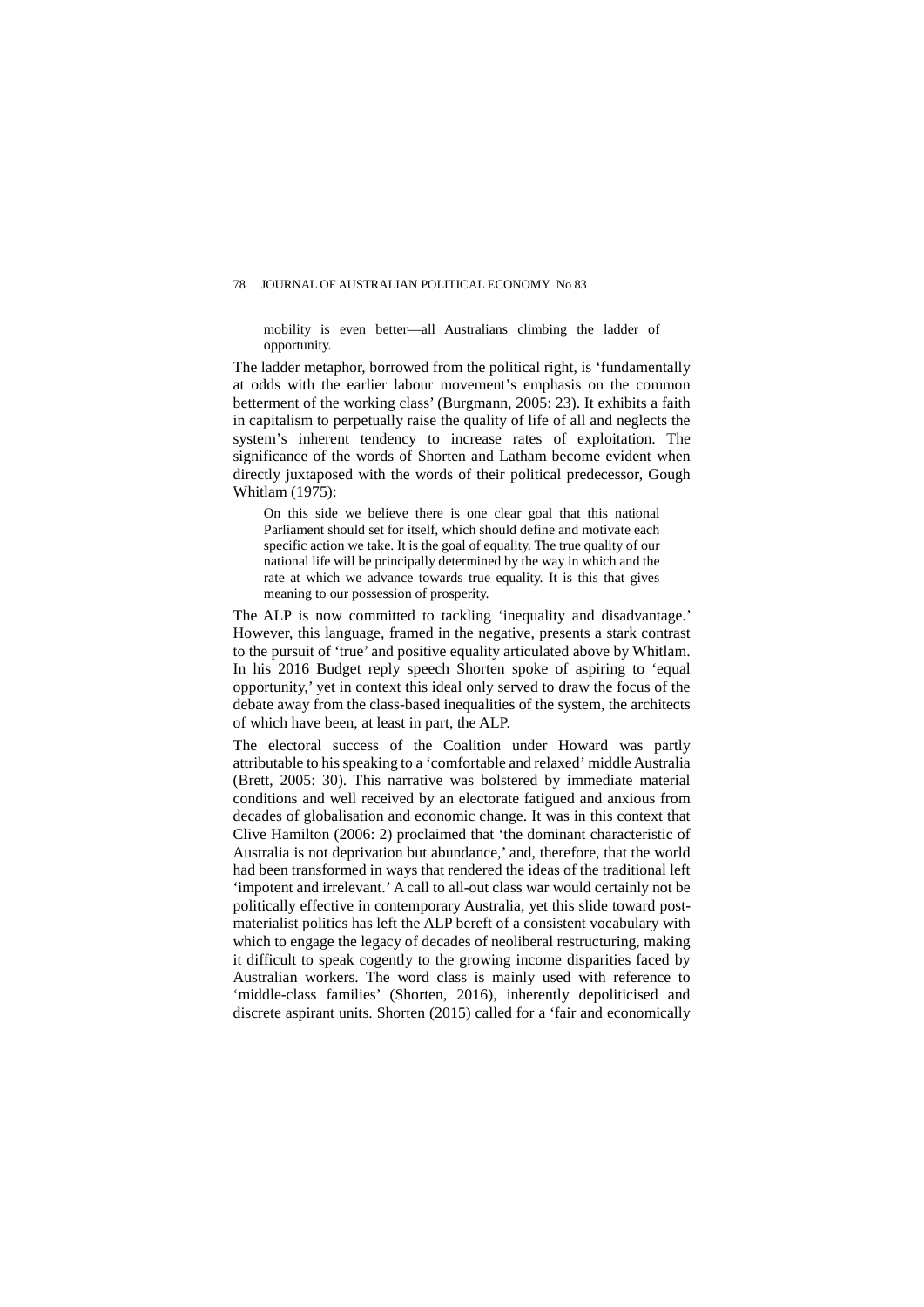> mobility is even better—all Australians climbing the ladder of opportunity.

The ladder metaphor, borrowed from the political right, is 'fundamentally at odds with the earlier labour movement's emphasis on the common betterment of the working class' (Burgmann, 2005: 23). It exhibits a faith in capitalism to perpetually raise the quality of life of all and neglects the system's inherent tendency to increase rates of exploitation. The significance of the words of Shorten and Latham become evident when directly juxtaposed with the words of their political predecessor, Gough Whitlam (1975):

> On this side we believe there is one clear goal that this national Parliament should set for itself, which should define and motivate each specific action we take. It is the goal of equality. The true quality of our national life will be principally determined by the way in which and the rate at which we advance towards true equality. It is this that gives meaning to our possession of prosperity.

The ALP is now committed to tackling 'inequality and disadvantage.' However, this language, framed in the negative, presents a stark contrast to the pursuit of 'true' and positive equality articulated above by Whitlam. In his 2016 Budget reply speech Shorten spoke of aspiring to 'equal opportunity,' yet in context this ideal only served to draw the focus of the debate away from the class-based inequalities of the system, the architects of which have been, at least in part, the ALP.

The electoral success of the Coalition under Howard was partly attributable to his speaking to a 'comfortable and relaxed' middle Australia (Brett, 2005: 30). This narrative was bolstered by immediate material conditions and well received by an electorate fatigued and anxious from decades of globalisation and economic change. It was in this context that Clive Hamilton (2006: 2) proclaimed that 'the dominant characteristic of Australia is not deprivation but abundance,' and, therefore, that the world had been transformed in ways that rendered the ideas of the traditional left 'impotent and irrelevant.' A call to all-out class war would certainly not be politically effective in contemporary Australia, yet this slide toward post-materialist politics has left the ALP bereft of a consistent vocabulary with which to engage the legacy of decades of neoliberal restructuring, making it difficult to speak cogently to the growing income disparities faced by Australian workers. The word class is mainly used with reference to 'middle-class families' (Shorten, 2016), inherently depoliticised and discrete aspirant units. Shorten (2015) called for a 'fair and economically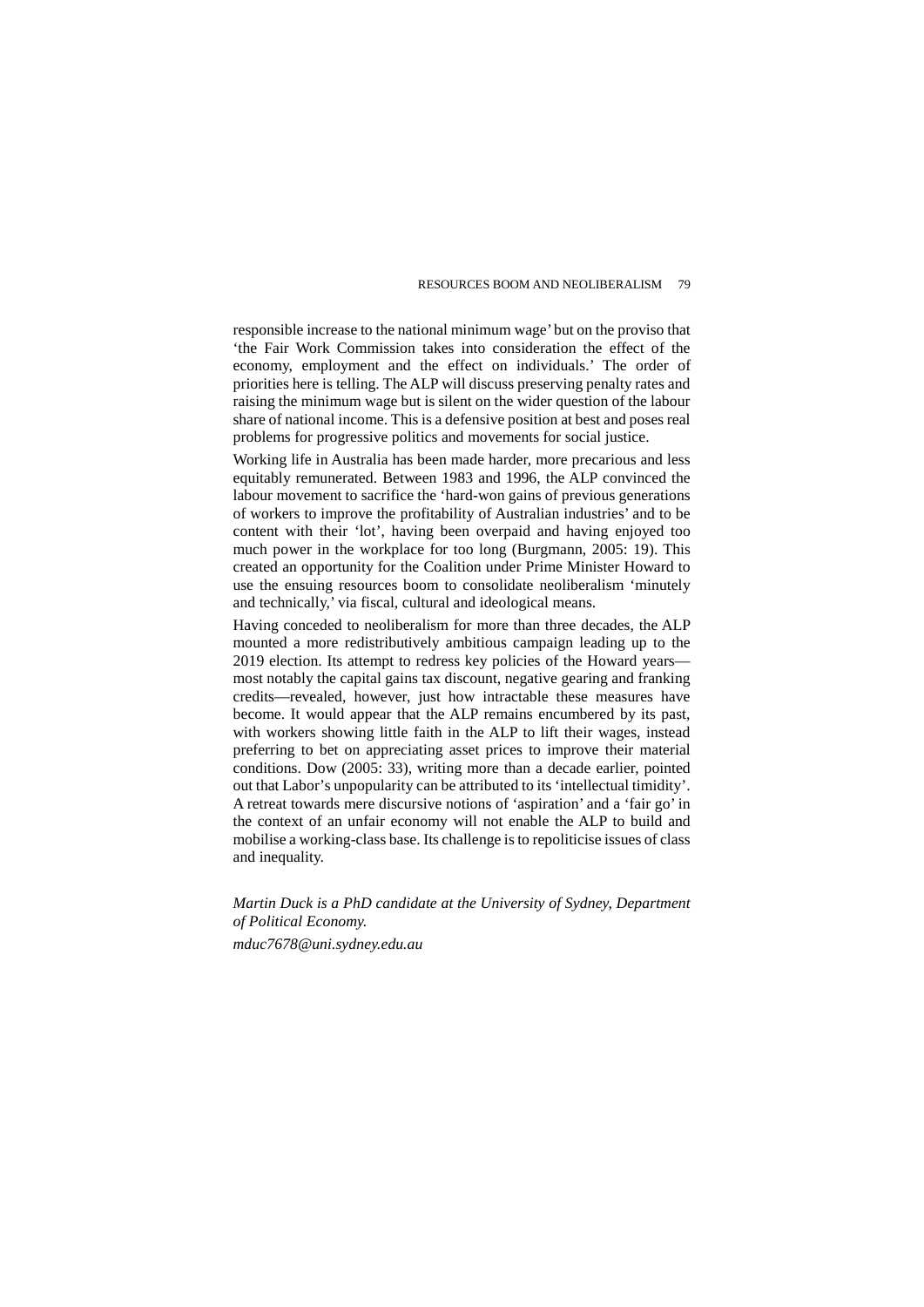responsible increase to the national minimum wage' but on the proviso that 'the Fair Work Commission takes into consideration the effect of the economy, employment and the effect on individuals.' The order of priorities here is telling. The ALP will discuss preserving penalty rates and raising the minimum wage but is silent on the wider question of the labour share of national income. This is a defensive position at best and poses real problems for progressive politics and movements for social justice.

Working life in Australia has been made harder, more precarious and less equitably remunerated. Between 1983 and 1996, the ALP convinced the labour movement to sacrifice the 'hard-won gains of previous generations of workers to improve the profitability of Australian industries' and to be content with their 'lot', having been overpaid and having enjoyed too much power in the workplace for too long (Burgmann, 2005: 19). This created an opportunity for the Coalition under Prime Minister Howard to use the ensuing resources boom to consolidate neoliberalism 'minutely and technically,' via fiscal, cultural and ideological means.

Having conceded to neoliberalism for more than three decades, the ALP mounted a more redistributively ambitious campaign leading up to the 2019 election. Its attempt to redress key policies of the Howard years—most notably the capital gains tax discount, negative gearing and franking credits—revealed, however, just how intractable these measures have become. It would appear that the ALP remains encumbered by its past, with workers showing little faith in the ALP to lift their wages, instead preferring to bet on appreciating asset prices to improve their material conditions. Dow (2005: 33), writing more than a decade earlier, pointed out that Labor's unpopularity can be attributed to its 'intellectual timidity'. A retreat towards mere discursive notions of 'aspiration' and a 'fair go' in the context of an unfair economy will not enable the ALP to build and mobilise a working-class base. Its challenge is to repoliticise issues of class and inequality.

*Martin Duck is a PhD candidate at the University of Sydney, Department of Political Economy.*

*mduc7678@uni.sydney.edu.au*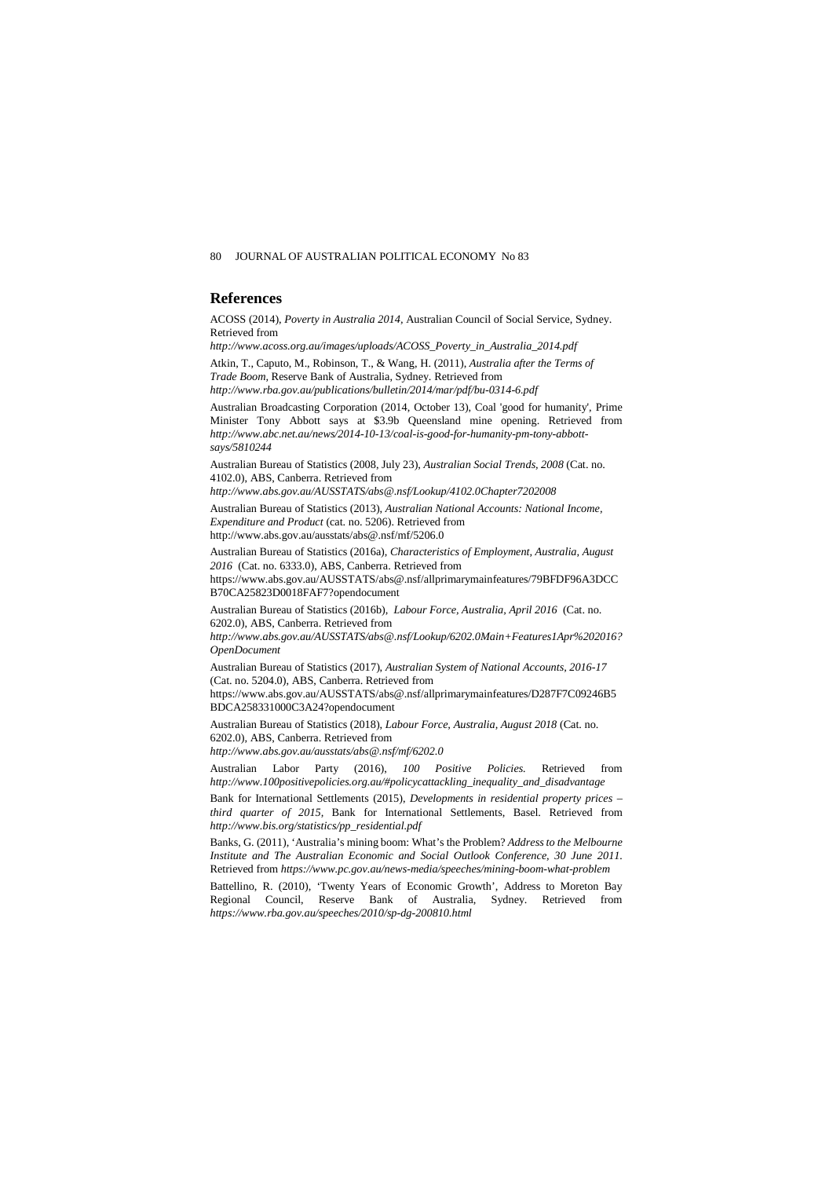## References

ACOSS (2014), *Poverty in Australia 2014*, Australian Council of Social Service, Sydney. Retrieved from *http://www.acoss.org.au/images/uploads/ACOSS_Poverty_in_Australia_2014.pdf*

Atkin, T., Caputo, M., Robinson, T., & Wang, H. (2011), *Australia after the Terms of Trade Boom*, Reserve Bank of Australia, Sydney. Retrieved from *http://www.rba.gov.au/publications/bulletin/2014/mar/pdf/bu-0314-6.pdf*

Australian Broadcasting Corporation (2014, October 13), Coal 'good for humanity', Prime Minister Tony Abbott says at $3.9b Queensland mine opening. Retrieved from *http://www.abc.net.au/news/2014-10-13/coal-is-good-for-humanity-pm-tony-abbott-says/5810244*

Australian Bureau of Statistics (2008, July 23), *Australian Social Trends, 2008* (Cat. no. 4102.0), ABS, Canberra. Retrieved from *http://www.abs.gov.au/AUSSTATS/abs@.nsf/Lookup/4102.0Chapter7202008*

Australian Bureau of Statistics (2013), *Australian National Accounts: National Income, Expenditure and Product* (cat. no. 5206). Retrieved from http://www.abs.gov.au/ausstats/abs@.nsf/mf/5206.0

Australian Bureau of Statistics (2016a), *Characteristics of Employment, Australia, August 2016* (Cat. no. 6333.0), ABS, Canberra. Retrieved from https://www.abs.gov.au/AUSSTATS/abs@.nsf/allprimarymainfeatures/79BFDF96A3DCCB70CA25823D0018FAF7?opendocument

Australian Bureau of Statistics (2016b), *Labour Force, Australia, April 2016* (Cat. no. 6202.0), ABS, Canberra. Retrieved from *http://www.abs.gov.au/AUSSTATS/abs@.nsf/Lookup/6202.0Main+Features1Apr%202016?OpenDocument*

Australian Bureau of Statistics (2017), *Australian System of National Accounts, 2016-17* (Cat. no. 5204.0), ABS, Canberra. Retrieved from https://www.abs.gov.au/AUSSTATS/abs@.nsf/allprimarymainfeatures/D287F7C09246B5BDCA258331000C3A24?opendocument

Australian Bureau of Statistics (2018), *Labour Force, Australia, August 2018* (Cat. no. 6202.0), ABS, Canberra. Retrieved from *http://www.abs.gov.au/ausstats/abs@.nsf/mf/6202.0*

Australian Labor Party (2016), *100 Positive Policies.* Retrieved from *http://www.100positivepolicies.org.au/#policycattackling_inequality_and_disadvantage*

Bank for International Settlements (2015), *Developments in residential property prices – third quarter of 2015*, Bank for International Settlements, Basel. Retrieved from *http://www.bis.org/statistics/pp_residential.pdf*

Banks, G. (2011), 'Australia's mining boom: What's the Problem? *Address to the Melbourne Institute and The Australian Economic and Social Outlook Conference, 30 June 2011.* Retrieved from *https://www.pc.gov.au/news-media/speeches/mining-boom-what-problem*

Battellino, R. (2010), 'Twenty Years of Economic Growth', Address to Moreton Bay Regional Council, Reserve Bank of Australia, Sydney. Retrieved from *https://www.rba.gov.au/speeches/2010/sp-dg-200810.html*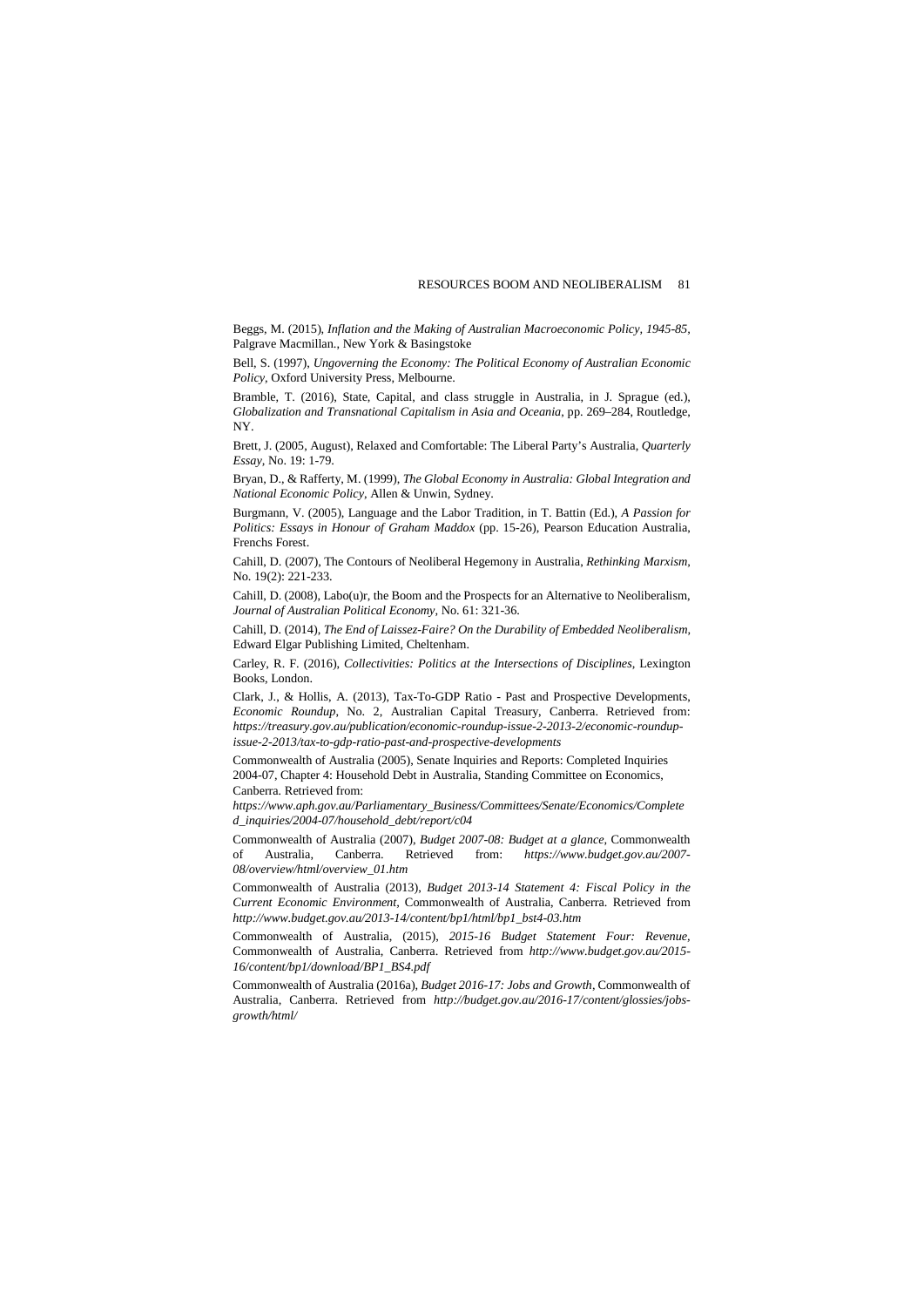Beggs, M. (2015), *Inflation and the Making of Australian Macroeconomic Policy, 1945-85*, Palgrave Macmillan., New York & Basingstoke

Bell, S. (1997), *Ungoverning the Economy: The Political Economy of Australian Economic Policy*, Oxford University Press, Melbourne.

Bramble, T. (2016), State, Capital, and class struggle in Australia, in J. Sprague (ed.), *Globalization and Transnational Capitalism in Asia and Oceania*, pp. 269–284, Routledge, NY.

Brett, J. (2005, August), Relaxed and Comfortable: The Liberal Party's Australia, *Quarterly Essay*, No. 19: 1-79.

Bryan, D., & Rafferty, M. (1999), *The Global Economy in Australia: Global Integration and National Economic Policy*, Allen & Unwin, Sydney.

Burgmann, V. (2005), Language and the Labor Tradition, in T. Battin (Ed.), *A Passion for Politics: Essays in Honour of Graham Maddox* (pp. 15-26), Pearson Education Australia, Frenchs Forest.

Cahill, D. (2007), The Contours of Neoliberal Hegemony in Australia, *Rethinking Marxism*, No. 19(2): 221-233.

Cahill, D. (2008), Labo(u)r, the Boom and the Prospects for an Alternative to Neoliberalism, *Journal of Australian Political Economy*, No. 61: 321-36.

Cahill, D. (2014), *The End of Laissez-Faire? On the Durability of Embedded Neoliberalism*, Edward Elgar Publishing Limited, Cheltenham.

Carley, R. F. (2016), *Collectivities: Politics at the Intersections of Disciplines*, Lexington Books, London.

Clark, J., & Hollis, A. (2013), Tax-To-GDP Ratio - Past and Prospective Developments, *Economic Roundup*, No. 2, Australian Capital Treasury, Canberra. Retrieved from: *https://treasury.gov.au/publication/economic-roundup-issue-2-2013-2/economic-roundup-issue-2-2013/tax-to-gdp-ratio-past-and-prospective-developments*

Commonwealth of Australia (2005), Senate Inquiries and Reports: Completed Inquiries 2004-07, Chapter 4: Household Debt in Australia, Standing Committee on Economics, Canberra. Retrieved from: *https://www.aph.gov.au/Parliamentary_Business/Committees/Senate/Economics/Completed_inquiries/2004-07/household_debt/report/c04*

Commonwealth of Australia (2007), *Budget 2007-08: Budget at a glance*, Commonwealth of Australia, Canberra. Retrieved from: *https://www.budget.gov.au/2007-08/overview/html/overview_01.htm*

Commonwealth of Australia (2013), *Budget 2013-14 Statement 4: Fiscal Policy in the Current Economic Environment*, Commonwealth of Australia, Canberra. Retrieved from *http://www.budget.gov.au/2013-14/content/bp1/html/bp1_bst4-03.htm*

Commonwealth of Australia, (2015), *2015-16 Budget Statement Four: Revenue*, Commonwealth of Australia, Canberra. Retrieved from *http://www.budget.gov.au/2015-16/content/bp1/download/BP1_BS4.pdf*

Commonwealth of Australia (2016a), *Budget 2016-17: Jobs and Growth*, Commonwealth of Australia, Canberra. Retrieved from *http://budget.gov.au/2016-17/content/glossies/jobs-growth/html/*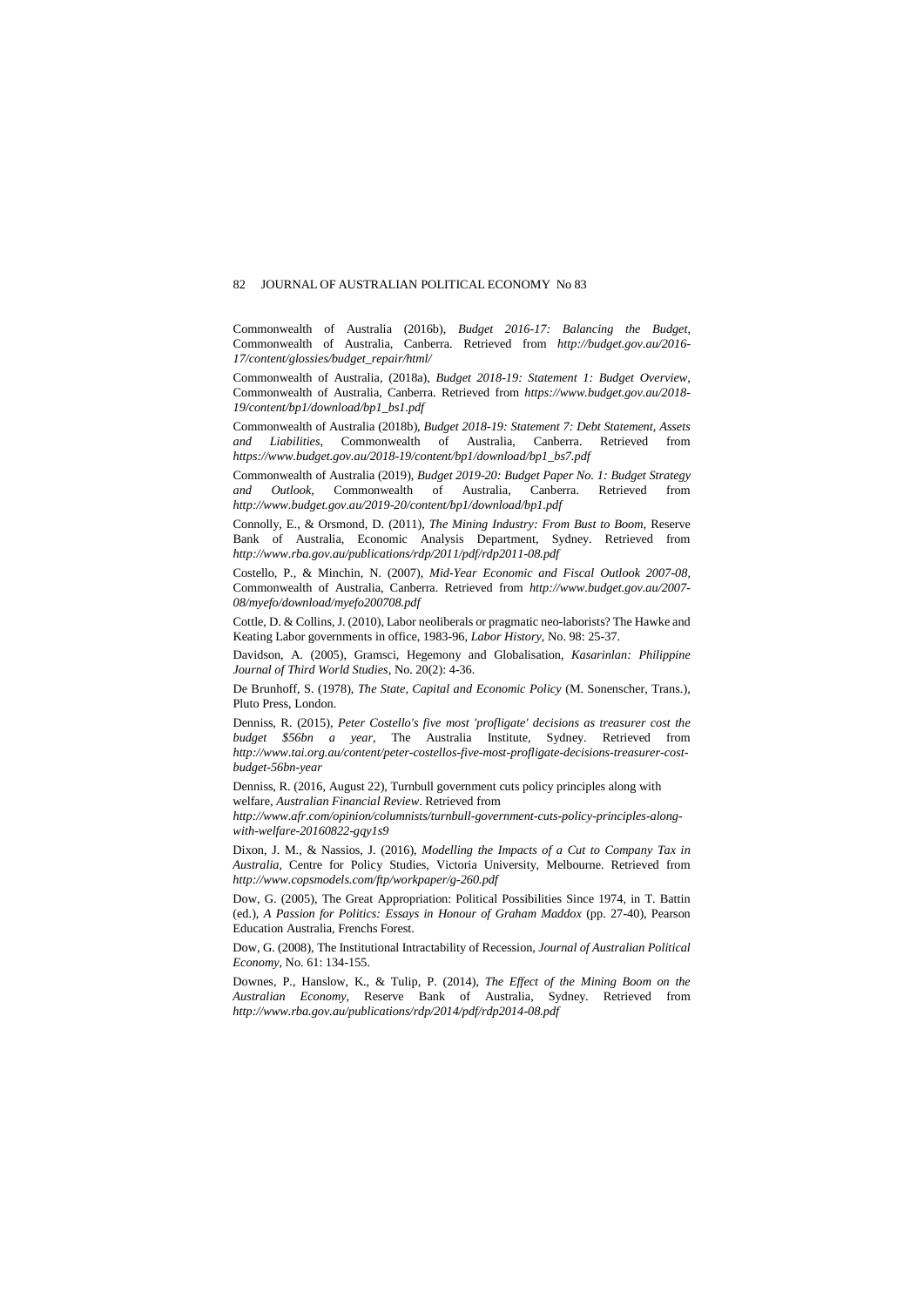Commonwealth of Australia (2016b), *Budget 2016-17: Balancing the Budget*, Commonwealth of Australia, Canberra. Retrieved from *http://budget.gov.au/2016-17/content/glossies/budget_repair/html/*

Commonwealth of Australia, (2018a), *Budget 2018-19: Statement 1: Budget Overview*, Commonwealth of Australia, Canberra. Retrieved from *https://www.budget.gov.au/2018-19/content/bp1/download/bp1_bs1.pdf*

Commonwealth of Australia (2018b), *Budget 2018-19: Statement 7: Debt Statement, Assets and Liabilities*, Commonwealth of Australia, Canberra. Retrieved from *https://www.budget.gov.au/2018-19/content/bp1/download/bp1_bs7.pdf*

Commonwealth of Australia (2019), *Budget 2019-20: Budget Paper No. 1: Budget Strategy and Outlook*, Commonwealth of Australia, Canberra. Retrieved from *http://www.budget.gov.au/2019-20/content/bp1/download/bp1.pdf*

Connolly, E., & Orsmond, D. (2011), *The Mining Industry: From Bust to Boom*, Reserve Bank of Australia, Economic Analysis Department, Sydney. Retrieved from *http://www.rba.gov.au/publications/rdp/2011/pdf/rdp2011-08.pdf*

Costello, P., & Minchin, N. (2007), *Mid-Year Economic and Fiscal Outlook 2007-08*, Commonwealth of Australia, Canberra. Retrieved from *http://www.budget.gov.au/2007-08/myefo/download/myefo200708.pdf*

Cottle, D. & Collins, J. (2010), Labor neoliberals or pragmatic neo-laborists? The Hawke and Keating Labor governments in office, 1983-96, *Labor History*, No. 98: 25-37.

Davidson, A. (2005), Gramsci, Hegemony and Globalisation, *Kasarinlan: Philippine Journal of Third World Studies*, No. 20(2): 4-36.

De Brunhoff, S. (1978), *The State, Capital and Economic Policy* (M. Sonenscher, Trans.), Pluto Press, London.

Denniss, R. (2015), *Peter Costello's five most 'profligate' decisions as treasurer cost the budget $56bn a year*, The Australia Institute, Sydney. Retrieved from *http://www.tai.org.au/content/peter-costellos-five-most-profligate-decisions-treasurer-cost-budget-56bn-year*

Denniss, R. (2016, August 22), Turnbull government cuts policy principles along with welfare, *Australian Financial Review*. Retrieved from *http://www.afr.com/opinion/columnists/turnbull-government-cuts-policy-principles-along-with-welfare-20160822-gqy1s9*

Dixon, J. M., & Nassios, J. (2016), *Modelling the Impacts of a Cut to Company Tax in Australia*, Centre for Policy Studies, Victoria University, Melbourne. Retrieved from *http://www.copsmodels.com/ftp/workpaper/g-260.pdf*

Dow, G. (2005), The Great Appropriation: Political Possibilities Since 1974, in T. Battin (ed.), *A Passion for Politics: Essays in Honour of Graham Maddox* (pp. 27-40), Pearson Education Australia, Frenchs Forest.

Dow, G. (2008), The Institutional Intractability of Recession, *Journal of Australian Political Economy*, No. 61: 134-155.

Downes, P., Hanslow, K., & Tulip, P. (2014), *The Effect of the Mining Boom on the Australian Economy*, Reserve Bank of Australia, Sydney. Retrieved from *http://www.rba.gov.au/publications/rdp/2014/pdf/rdp2014-08.pdf*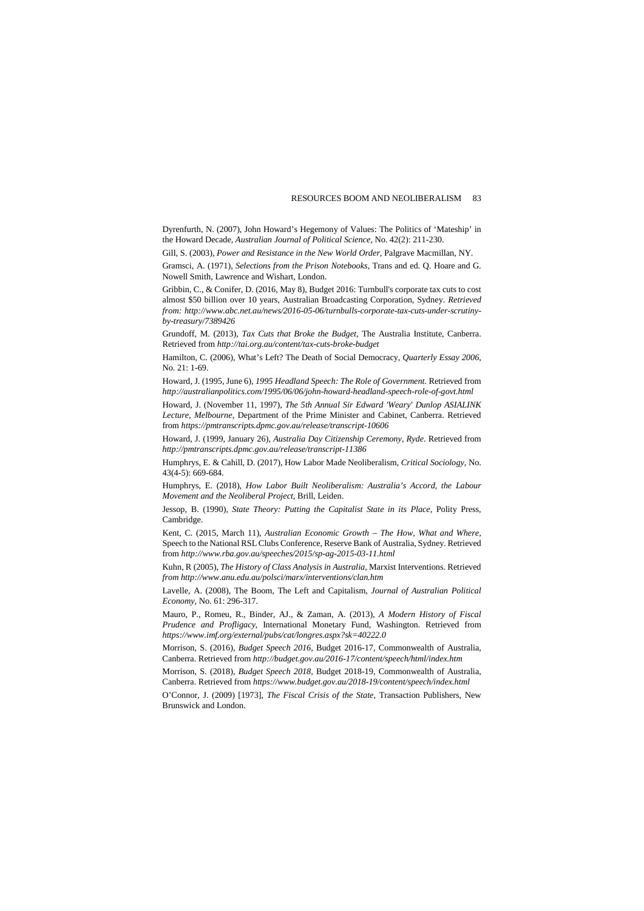Dyrenfurth, N. (2007), John Howard's Hegemony of Values: The Politics of 'Mateship' in the Howard Decade, *Australian Journal of Political Science*, No. 42(2): 211-230.

Gill, S. (2003), *Power and Resistance in the New World Order*, Palgrave Macmillan, NY.

Gramsci, A. (1971), *Selections from the Prison Notebooks*, Trans and ed. Q. Hoare and G. Nowell Smith, Lawrence and Wishart, London.

Gribbin, C., & Conifer, D. (2016, May 8), Budget 2016: Turnbull's corporate tax cuts to cost almost $50 billion over 10 years, Australian Broadcasting Corporation, Sydney. *Retrieved from: http://www.abc.net.au/news/2016-05-06/turnbulls-corporate-tax-cuts-under-scrutiny-by-treasury/7389426*

Grundoff, M. (2013), *Tax Cuts that Broke the Budget*, The Australia Institute, Canberra. Retrieved from *http://tai.org.au/content/tax-cuts-broke-budget*

Hamilton, C. (2006), What's Left? The Death of Social Democracy, *Quarterly Essay 2006*, No. 21: 1-69.

Howard, J. (1995, June 6), *1995 Headland Speech: The Role of Government.* Retrieved from *http://australianpolitics.com/1995/06/06/john-howard-headland-speech-role-of-govt.html*

Howard, J. (November 11, 1997), *The 5th Annual Sir Edward 'Weary' Dunlop ASIALINK Lecture, Melbourne*, Department of the Prime Minister and Cabinet, Canberra. Retrieved from *https://pmtranscripts.dpmc.gov.au/release/transcript-10606*

Howard, J. (1999, January 26), *Australia Day Citizenship Ceremony, Ryde*. Retrieved from *http://pmtranscripts.dpmc.gov.au/release/transcript-11386*

Humphrys, E. & Cahill, D. (2017), How Labor Made Neoliberalism, *Critical Sociology*, No. 43(4-5): 669-684.

Humphrys, E. (2018), *How Labor Built Neoliberalism: Australia's Accord, the Labour Movement and the Neoliberal Project*, Brill, Leiden.

Jessop, B. (1990), *State Theory: Putting the Capitalist State in its Place*, Polity Press, Cambridge.

Kent, C. (2015, March 11), *Australian Economic Growth – The How, What and Where*, Speech to the National RSL Clubs Conference, Reserve Bank of Australia, Sydney. Retrieved from *http://www.rba.gov.au/speeches/2015/sp-ag-2015-03-11.html*

Kuhn, R (2005), *The History of Class Analysis in Australia*, Marxist Interventions. Retrieved *from http://www.anu.edu.au/polsci/marx/interventions/clan.htm*

Lavelle, A. (2008), The Boom, The Left and Capitalism, *Journal of Australian Political Economy*, No. 61: 296-317.

Mauro, P., Romeu, R., Binder, AJ., & Zaman, A. (2013), *A Modern History of Fiscal Prudence and Profligacy*, International Monetary Fund, Washington. Retrieved from *https://www.imf.org/external/pubs/cat/longres.aspx?sk=40222.0*

Morrison, S. (2016), *Budget Speech 2016*, Budget 2016-17, Commonwealth of Australia, Canberra. Retrieved from *http://budget.gov.au/2016-17/content/speech/html/index.htm*

Morrison, S. (2018), *Budget Speech 2018*, Budget 2018-19, Commonwealth of Australia, Canberra. Retrieved from *https://www.budget.gov.au/2018-19/content/speech/index.html*

O'Connor, J. (2009) [1973], *The Fiscal Crisis of the State*, Transaction Publishers, New Brunswick and London.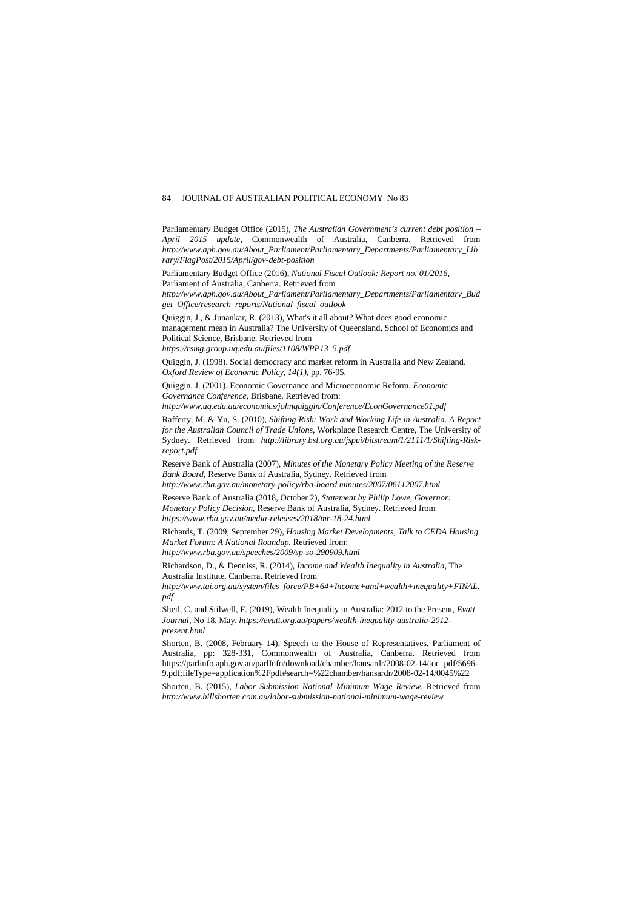Parliamentary Budget Office (2015), *The Australian Government's current debt position – April 2015 update*, Commonwealth of Australia, Canberra. Retrieved from *http://www.aph.gov.au/About_Parliament/Parliamentary_Departments/Parliamentary_Library/FlagPost/2015/April/gov-debt-position*

Parliamentary Budget Office (2016), *National Fiscal Outlook: Report no. 01/2016*, Parliament of Australia, Canberra. Retrieved from *http://www.aph.gov.au/About_Parliament/Parliamentary_Departments/Parliamentary_Budget_Office/research_reports/National_fiscal_outlook*

Quiggin, J., & Junankar, R. (2013), What's it all about? What does good economic management mean in Australia? The University of Queensland, School of Economics and Political Science, Brisbane. Retrieved from *https://rsmg.group.uq.edu.au/files/1108/WPP13_5.pdf*

Quiggin, J. (1998). Social democracy and market reform in Australia and New Zealand. *Oxford Review of Economic Policy, 14(1)*, pp. 76-95.

Quiggin, J. (2001), Economic Governance and Microeconomic Reform, *Economic Governance Conference*, Brisbane. Retrieved from: *http://www.uq.edu.au/economics/johnquiggin/Conference/EconGovernance01.pdf*

Rafferty, M. & Yu, S. (2010), *Shifting Risk: Work and Working Life in Australia. A Report for the Australian Council of Trade Unions*, Workplace Research Centre, The University of Sydney. Retrieved from *http://library.bsl.org.au/jspui/bitstream/1/2111/1/Shifting-Risk-report.pdf*

Reserve Bank of Australia (2007), *Minutes of the Monetary Policy Meeting of the Reserve Bank Board*, Reserve Bank of Australia, Sydney. Retrieved from *http://www.rba.gov.au/monetary-policy/rba-board minutes/2007/06112007.html*

Reserve Bank of Australia (2018, October 2), *Statement by Philip Lowe, Governor: Monetary Policy Decision*, Reserve Bank of Australia, Sydney. Retrieved from *https://www.rba.gov.au/media-releases/2018/mr-18-24.html*

Richards, T. (2009, September 29), *Housing Market Developments, Talk to CEDA Housing Market Forum: A National Roundup.* Retrieved from: *http://www.rba.gov.au/speeches/2009/sp-so-290909.html*

Richardson, D., & Denniss, R. (2014), *Income and Wealth Inequality in Australia*, The Australia Institute, Canberra. Retrieved from *http://www.tai.org.au/system/files_force/PB+64+Income+and+wealth+inequality+FINAL.pdf*

Sheil, C. and Stilwell, F. (2019), Wealth Inequality in Australia: 2012 to the Present, *Evatt Journal*, No 18, May. *https://evatt.org.au/papers/wealth-inequality-australia-2012-present.html*

Shorten, B. (2008, February 14), Speech to the House of Representatives, Parliament of Australia, pp: 328-331, Commonwealth of Australia, Canberra. Retrieved from https://parlinfo.aph.gov.au/parlInfo/download/chamber/hansardr/2008-02-14/toc_pdf/5696-9.pdf;fileType=application%2Fpdf#search=%22chamber/hansardr/2008-02-14/0045%22

Shorten, B. (2015), *Labor Submission National Minimum Wage Review*. Retrieved from *http://www.billshorten.com.au/labor-submission-national-minimum-wage-review*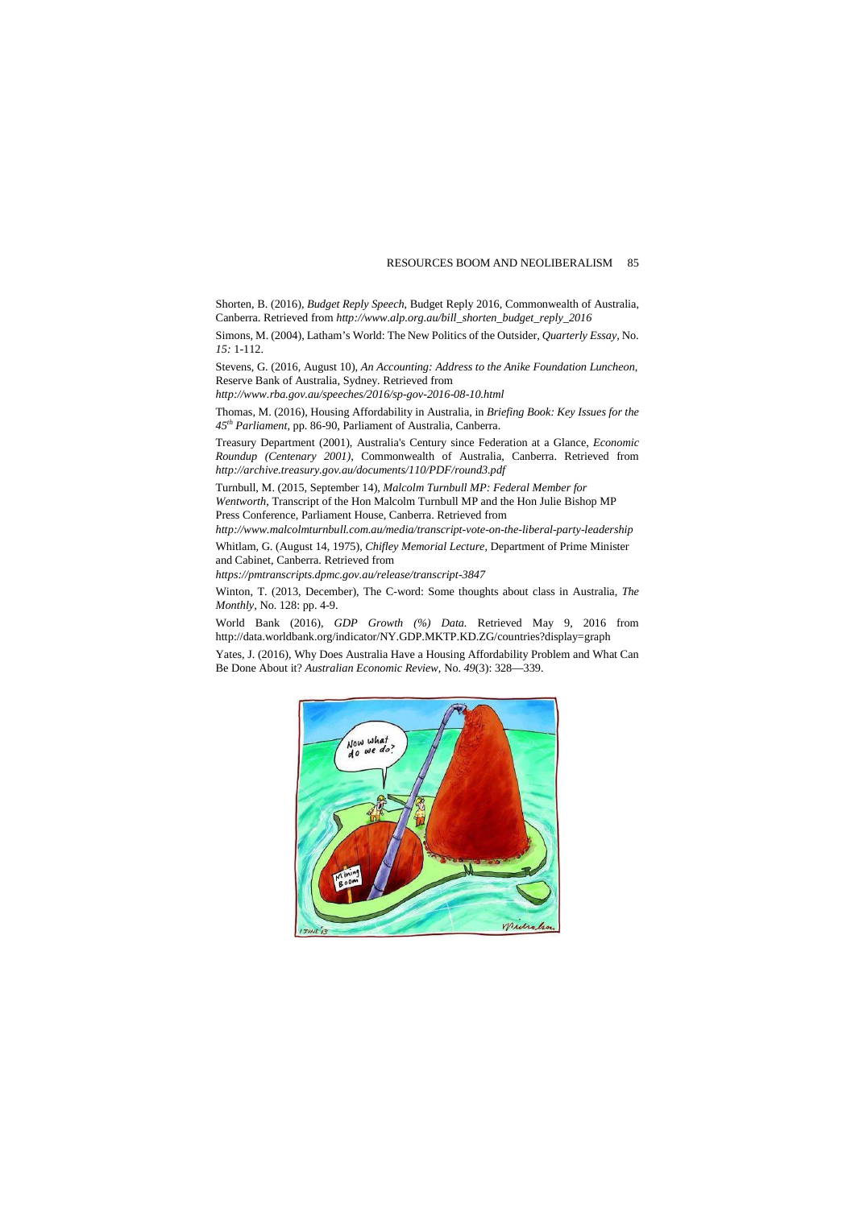Shorten, B. (2016), *Budget Reply Speech*, Budget Reply 2016, Commonwealth of Australia, Canberra. Retrieved from *http://www.alp.org.au/bill_shorten_budget_reply_2016*

Simons, M. (2004), Latham's World: The New Politics of the Outsider, *Quarterly Essay*, No. *15:* 1-112.

Stevens, G. (2016, August 10), *An Accounting: Address to the Anike Foundation Luncheon*, Reserve Bank of Australia, Sydney. Retrieved from *http://www.rba.gov.au/speeches/2016/sp-gov-2016-08-10.html*

Thomas, M. (2016), Housing Affordability in Australia, in *Briefing Book: Key Issues for the 45th Parliament*, pp. 86-90, Parliament of Australia, Canberra.

Treasury Department (2001), Australia's Century since Federation at a Glance, *Economic Roundup (Centenary 2001)*, Commonwealth of Australia, Canberra. Retrieved from *http://archive.treasury.gov.au/documents/110/PDF/round3.pdf*

Turnbull, M. (2015, September 14), *Malcolm Turnbull MP: Federal Member for Wentworth*, Transcript of the Hon Malcolm Turnbull MP and the Hon Julie Bishop MP Press Conference, Parliament House, Canberra. Retrieved from *http://www.malcolmturnbull.com.au/media/transcript-vote-on-the-liberal-party-leadership*

Whitlam, G. (August 14, 1975), *Chifley Memorial Lecture*, Department of Prime Minister and Cabinet, Canberra. Retrieved from *https://pmtranscripts.dpmc.gov.au/release/transcript-3847*

Winton, T. (2013, December), The C-word: Some thoughts about class in Australia, *The Monthly*, No. 128: pp. 4-9.

World Bank (2016), *GDP Growth (%) Data.* Retrieved May 9, 2016 from http://data.worldbank.org/indicator/NY.GDP.MKTP.KD.ZG/countries?display=graph

Yates, J. (2016), Why Does Australia Have a Housing Affordability Problem and What Can Be Done About it? *Australian Economic Review*, No. *49*(3): 328—339.